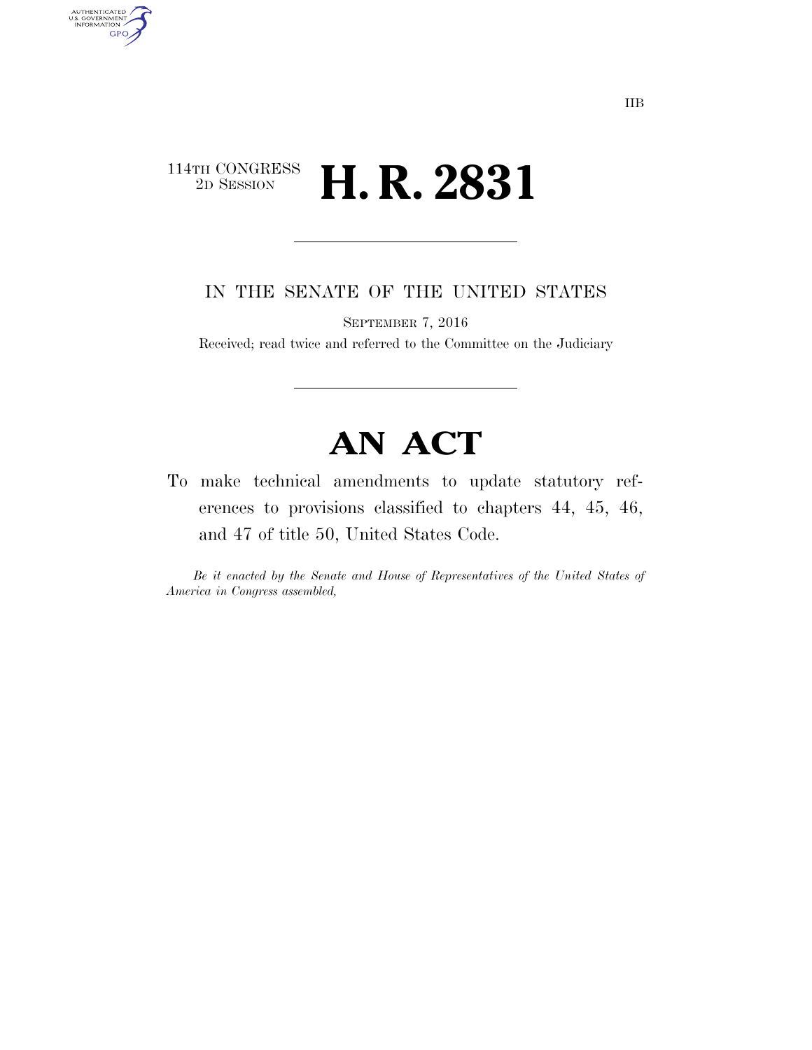IIB

114TH CONGRESS
2D SESSION

# H. R. 2831

IN THE SENATE OF THE UNITED STATES

SEPTEMBER 7, 2016

Received; read twice and referred to the Committee on the Judiciary

# AN ACT

To make technical amendments to update statutory references to provisions classified to chapters 44, 45, 46, and 47 of title 50, United States Code.

*Be it enacted by the Senate and House of Representatives of the United States of America in Congress assembled,*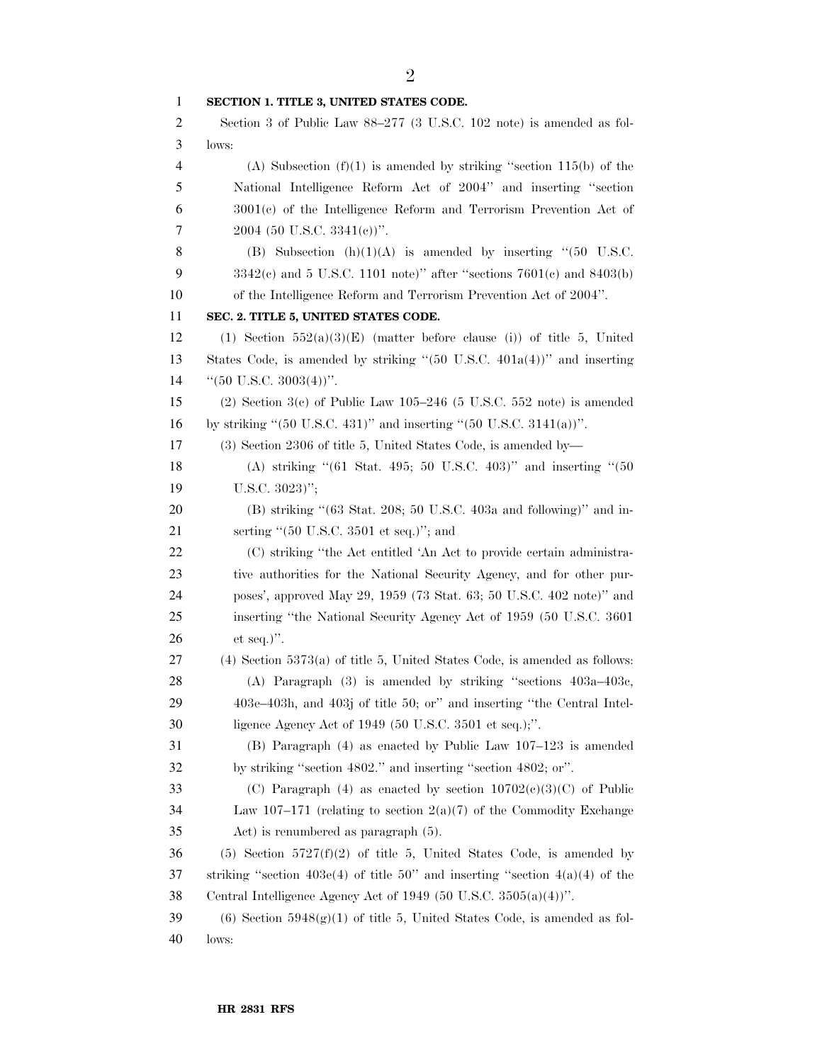**SECTION 1. TITLE 3, UNITED STATES CODE.**

Section 3 of Public Law 88–277 (3 U.S.C. 102 note) is amended as follows:

(A) Subsection (f)(1) is amended by striking ''section 115(b) of the National Intelligence Reform Act of 2004'' and inserting ''section 3001(c) of the Intelligence Reform and Terrorism Prevention Act of 2004 (50 U.S.C. 3341(c))''.

(B) Subsection (h)(1)(A) is amended by inserting ''(50 U.S.C. 3342(c) and 5 U.S.C. 1101 note)'' after ''sections 7601(c) and 8403(b) of the Intelligence Reform and Terrorism Prevention Act of 2004''.

**SEC. 2. TITLE 5, UNITED STATES CODE.**

(1) Section 552(a)(3)(E) (matter before clause (i)) of title 5, United States Code, is amended by striking ''(50 U.S.C. 401a(4))'' and inserting ''(50 U.S.C. 3003(4))''.

(2) Section 3(c) of Public Law 105–246 (5 U.S.C. 552 note) is amended by striking ''(50 U.S.C. 431)'' and inserting ''(50 U.S.C. 3141(a))''.

(3) Section 2306 of title 5, United States Code, is amended by—

(A) striking ''(61 Stat. 495; 50 U.S.C. 403)'' and inserting ''(50 U.S.C. 3023)'';

(B) striking ''(63 Stat. 208; 50 U.S.C. 403a and following)'' and inserting ''(50 U.S.C. 3501 et seq.)''; and

(C) striking ''the Act entitled 'An Act to provide certain administrative authorities for the National Security Agency, and for other purposes', approved May 29, 1959 (73 Stat. 63; 50 U.S.C. 402 note)'' and inserting ''the National Security Agency Act of 1959 (50 U.S.C. 3601 et seq.)''.

(4) Section 5373(a) of title 5, United States Code, is amended as follows:

(A) Paragraph (3) is amended by striking ''sections 403a–403c, 403e–403h, and 403j of title 50; or'' and inserting ''the Central Intelligence Agency Act of 1949 (50 U.S.C. 3501 et seq.);''.

(B) Paragraph (4) as enacted by Public Law 107–123 is amended by striking ''section 4802.'' and inserting ''section 4802; or''.

(C) Paragraph (4) as enacted by section 10702(c)(3)(C) of Public Law 107–171 (relating to section 2(a)(7) of the Commodity Exchange Act) is renumbered as paragraph (5).

(5) Section 5727(f)(2) of title 5, United States Code, is amended by striking ''section 403e(4) of title 50'' and inserting ''section 4(a)(4) of the Central Intelligence Agency Act of 1949 (50 U.S.C. 3505(a)(4))''.

(6) Section 5948(g)(1) of title 5, United States Code, is amended as follows: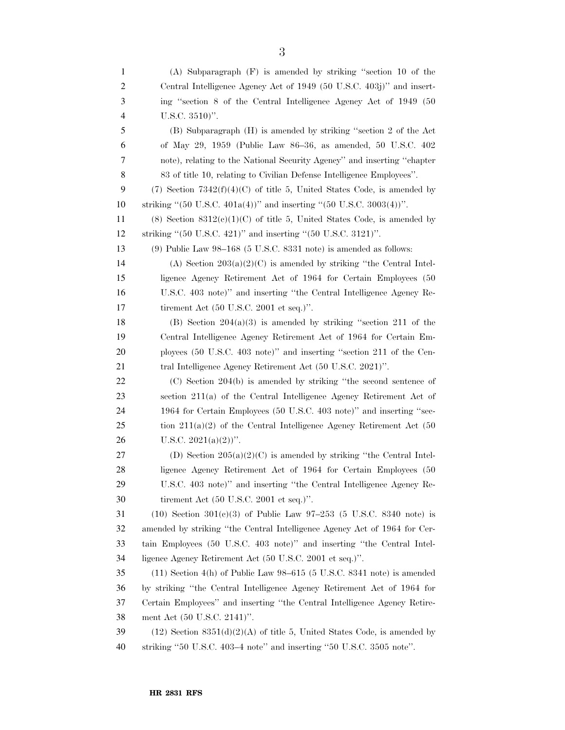(A) Subparagraph (F) is amended by striking ''section 10 of the Central Intelligence Agency Act of 1949 (50 U.S.C. 403j)'' and inserting ''section 8 of the Central Intelligence Agency Act of 1949 (50 U.S.C. 3510)''.

(B) Subparagraph (H) is amended by striking ''section 2 of the Act of May 29, 1959 (Public Law 86–36, as amended, 50 U.S.C. 402 note), relating to the National Security Agency'' and inserting ''chapter 83 of title 10, relating to Civilian Defense Intelligence Employees''.

(7) Section 7342(f)(4)(C) of title 5, United States Code, is amended by striking ''(50 U.S.C. 401a(4))'' and inserting ''(50 U.S.C. 3003(4))''.

(8) Section 8312(c)(1)(C) of title 5, United States Code, is amended by striking ''(50 U.S.C. 421)'' and inserting ''(50 U.S.C. 3121)''.

(9) Public Law 98–168 (5 U.S.C. 8331 note) is amended as follows:

(A) Section 203(a)(2)(C) is amended by striking ''the Central Intelligence Agency Retirement Act of 1964 for Certain Employees (50 U.S.C. 403 note)'' and inserting ''the Central Intelligence Agency Retirement Act (50 U.S.C. 2001 et seq.)''.

(B) Section 204(a)(3) is amended by striking ''section 211 of the Central Intelligence Agency Retirement Act of 1964 for Certain Employees (50 U.S.C. 403 note)'' and inserting ''section 211 of the Central Intelligence Agency Retirement Act (50 U.S.C. 2021)''.

(C) Section 204(b) is amended by striking ''the second sentence of section 211(a) of the Central Intelligence Agency Retirement Act of 1964 for Certain Employees (50 U.S.C. 403 note)'' and inserting ''section 211(a)(2) of the Central Intelligence Agency Retirement Act (50 U.S.C. 2021(a)(2))''.

(D) Section 205(a)(2)(C) is amended by striking ''the Central Intelligence Agency Retirement Act of 1964 for Certain Employees (50 U.S.C. 403 note)'' and inserting ''the Central Intelligence Agency Retirement Act (50 U.S.C. 2001 et seq.)''.

(10) Section 301(c)(3) of Public Law 97–253 (5 U.S.C. 8340 note) is amended by striking ''the Central Intelligence Agency Act of 1964 for Certain Employees (50 U.S.C. 403 note)'' and inserting ''the Central Intelligence Agency Retirement Act (50 U.S.C. 2001 et seq.)''.

(11) Section 4(h) of Public Law 98–615 (5 U.S.C. 8341 note) is amended by striking ''the Central Intelligence Agency Retirement Act of 1964 for Certain Employees'' and inserting ''the Central Intelligence Agency Retirement Act (50 U.S.C. 2141)''.

(12) Section 8351(d)(2)(A) of title 5, United States Code, is amended by striking ''50 U.S.C. 403–4 note'' and inserting ''50 U.S.C. 3505 note''.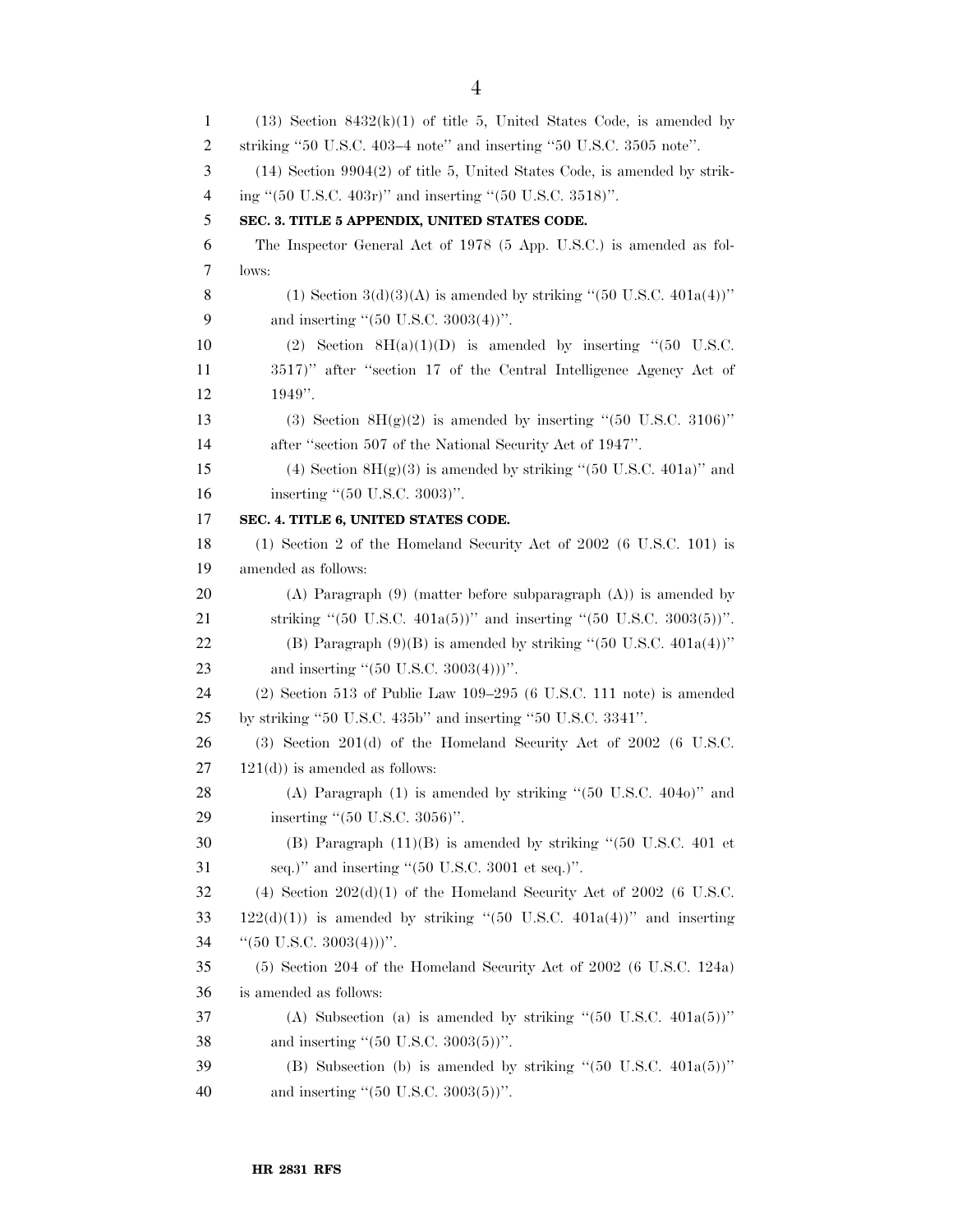(13) Section 8432(k)(1) of title 5, United States Code, is amended by striking ''50 U.S.C. 403–4 note'' and inserting ''50 U.S.C. 3505 note''.

(14) Section 9904(2) of title 5, United States Code, is amended by striking ''(50 U.S.C. 403r)'' and inserting ''(50 U.S.C. 3518)''.

**SEC. 3. TITLE 5 APPENDIX, UNITED STATES CODE.**

The Inspector General Act of 1978 (5 App. U.S.C.) is amended as follows:

(1) Section 3(d)(3)(A) is amended by striking ''(50 U.S.C. 401a(4))'' and inserting ''(50 U.S.C. 3003(4))''.

(2) Section 8H(a)(1)(D) is amended by inserting ''(50 U.S.C. 3517)'' after ''section 17 of the Central Intelligence Agency Act of 1949''.

(3) Section 8H(g)(2) is amended by inserting ''(50 U.S.C. 3106)'' after ''section 507 of the National Security Act of 1947''.

(4) Section 8H(g)(3) is amended by striking ''(50 U.S.C. 401a)'' and inserting ''(50 U.S.C. 3003)''.

**SEC. 4. TITLE 6, UNITED STATES CODE.**

(1) Section 2 of the Homeland Security Act of 2002 (6 U.S.C. 101) is amended as follows:

(A) Paragraph (9) (matter before subparagraph (A)) is amended by striking ''(50 U.S.C. 401a(5))'' and inserting ''(50 U.S.C. 3003(5))''.

(B) Paragraph (9)(B) is amended by striking ''(50 U.S.C. 401a(4))'' and inserting ''(50 U.S.C. 3003(4)))''.

(2) Section 513 of Public Law 109–295 (6 U.S.C. 111 note) is amended by striking ''50 U.S.C. 435b'' and inserting ''50 U.S.C. 3341''.

(3) Section 201(d) of the Homeland Security Act of 2002 (6 U.S.C. 121(d)) is amended as follows:

(A) Paragraph (1) is amended by striking ''(50 U.S.C. 404o)'' and inserting ''(50 U.S.C. 3056)''.

(B) Paragraph (11)(B) is amended by striking ''(50 U.S.C. 401 et seq.)'' and inserting ''(50 U.S.C. 3001 et seq.)''.

(4) Section 202(d)(1) of the Homeland Security Act of 2002 (6 U.S.C. 122(d)(1)) is amended by striking ''(50 U.S.C. 401a(4))'' and inserting ''(50 U.S.C. 3003(4))''.

(5) Section 204 of the Homeland Security Act of 2002 (6 U.S.C. 124a) is amended as follows:

(A) Subsection (a) is amended by striking ''(50 U.S.C. 401a(5))'' and inserting ''(50 U.S.C. 3003(5))''.

(B) Subsection (b) is amended by striking ''(50 U.S.C. 401a(5))'' and inserting ''(50 U.S.C. 3003(5))''.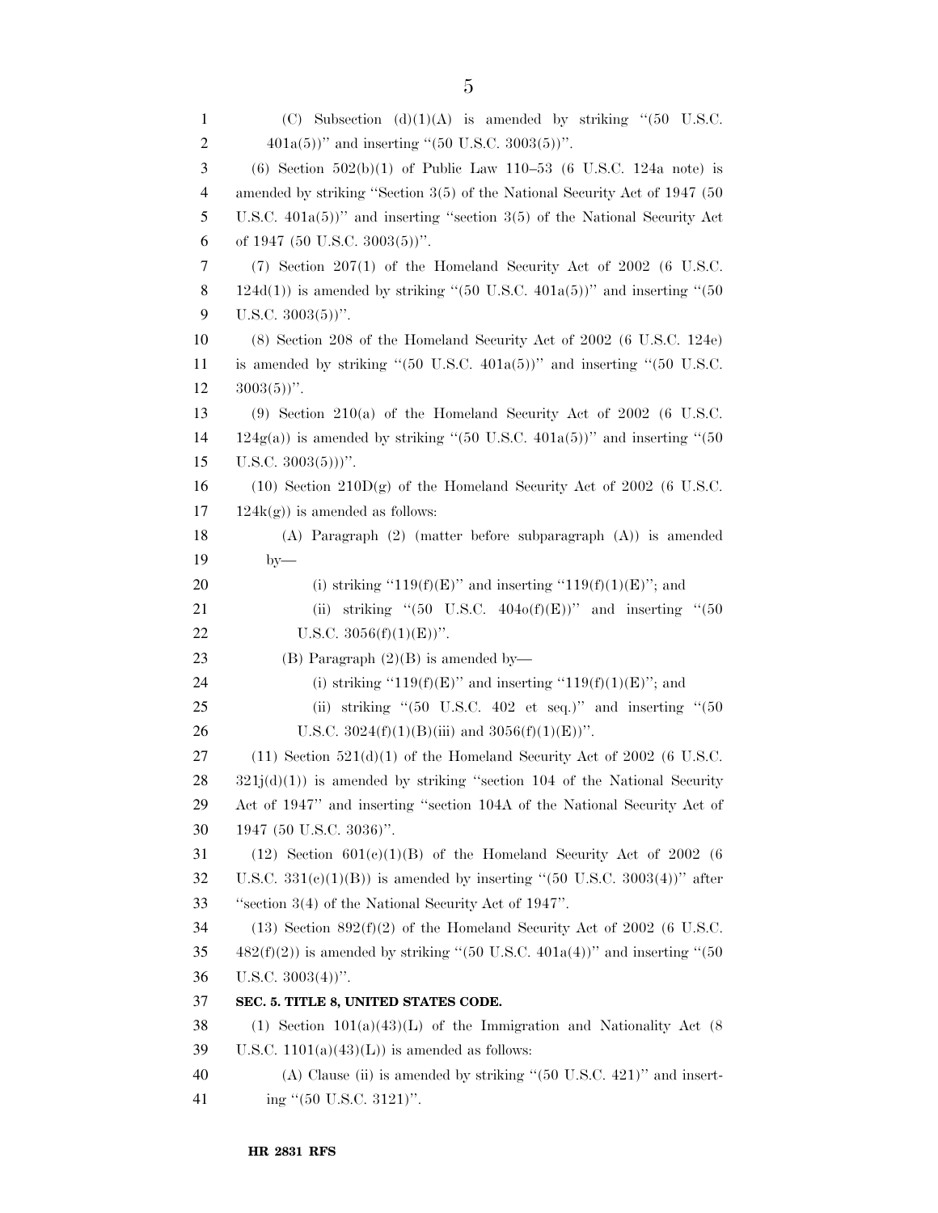(C) Subsection (d)(1)(A) is amended by striking ''(50 U.S.C. 401a(5))'' and inserting ''(50 U.S.C. 3003(5))''.

(6) Section 502(b)(1) of Public Law 110–53 (6 U.S.C. 124a note) is amended by striking ''Section 3(5) of the National Security Act of 1947 (50 U.S.C. 401a(5))'' and inserting ''section 3(5) of the National Security Act of 1947 (50 U.S.C. 3003(5))''.

(7) Section 207(1) of the Homeland Security Act of 2002 (6 U.S.C. 124d(1)) is amended by striking ''(50 U.S.C. 401a(5))'' and inserting ''(50 U.S.C. 3003(5))''.

(8) Section 208 of the Homeland Security Act of 2002 (6 U.S.C. 124e) is amended by striking ''(50 U.S.C. 401a(5))'' and inserting ''(50 U.S.C. 3003(5))''.

(9) Section 210(a) of the Homeland Security Act of 2002 (6 U.S.C. 124g(a)) is amended by striking ''(50 U.S.C. 401a(5))'' and inserting ''(50 U.S.C. 3003(5)))''.

(10) Section 210D(g) of the Homeland Security Act of 2002 (6 U.S.C. 124k(g)) is amended as follows:

(A) Paragraph (2) (matter before subparagraph (A)) is amended by—

(i) striking ''119(f)(E)'' and inserting ''119(f)(1)(E)''; and

(ii) striking ''(50 U.S.C. 404o(f)(E))'' and inserting ''(50 U.S.C. 3056(f)(1)(E))''.

(B) Paragraph (2)(B) is amended by—

(i) striking ''119(f)(E)'' and inserting ''119(f)(1)(E)''; and

(ii) striking ''(50 U.S.C. 402 et seq.)'' and inserting ''(50 U.S.C. 3024(f)(1)(B)(iii) and 3056(f)(1)(E))''.

(11) Section 521(d)(1) of the Homeland Security Act of 2002 (6 U.S.C. 321j(d)(1)) is amended by striking ''section 104 of the National Security Act of 1947'' and inserting ''section 104A of the National Security Act of 1947 (50 U.S.C. 3036)''.

(12) Section 601(c)(1)(B) of the Homeland Security Act of 2002 (6 U.S.C. 331(c)(1)(B)) is amended by inserting ''(50 U.S.C. 3003(4))'' after ''section 3(4) of the National Security Act of 1947''.

(13) Section 892(f)(2) of the Homeland Security Act of 2002 (6 U.S.C. 482(f)(2)) is amended by striking ''(50 U.S.C. 401a(4))'' and inserting ''(50 U.S.C. 3003(4))''.

**SEC. 5. TITLE 8, UNITED STATES CODE.**

(1) Section 101(a)(43)(L) of the Immigration and Nationality Act (8 U.S.C. 1101(a)(43)(L)) is amended as follows:

(A) Clause (ii) is amended by striking ''(50 U.S.C. 421)'' and inserting ''(50 U.S.C. 3121)''.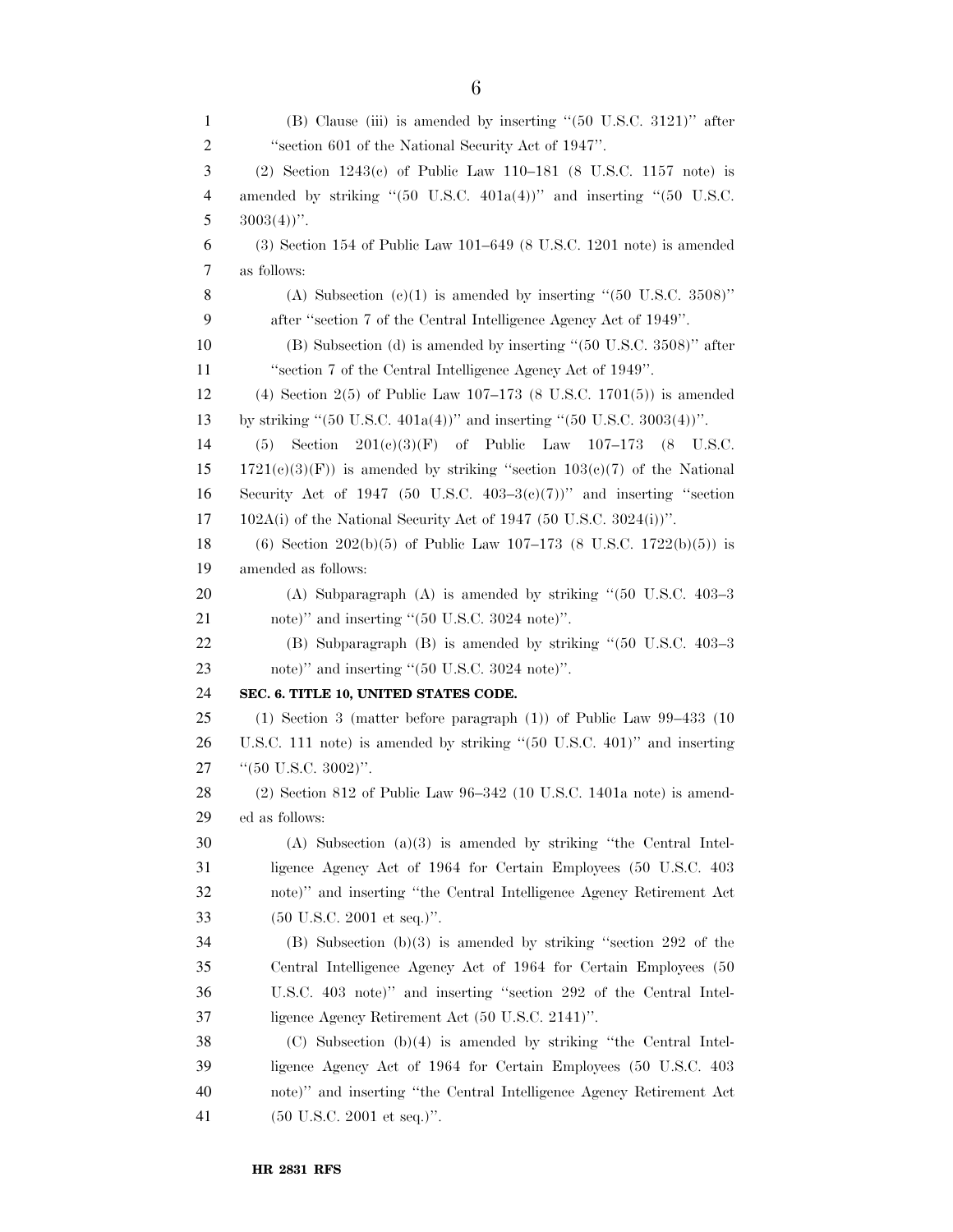(B) Clause (iii) is amended by inserting ''(50 U.S.C. 3121)'' after ''section 601 of the National Security Act of 1947''.

(2) Section 1243(c) of Public Law 110–181 (8 U.S.C. 1157 note) is amended by striking ''(50 U.S.C. 401a(4))'' and inserting ''(50 U.S.C. 3003(4))''.

(3) Section 154 of Public Law 101–649 (8 U.S.C. 1201 note) is amended as follows:

(A) Subsection (c)(1) is amended by inserting ''(50 U.S.C. 3508)'' after ''section 7 of the Central Intelligence Agency Act of 1949''.

(B) Subsection (d) is amended by inserting ''(50 U.S.C. 3508)'' after ''section 7 of the Central Intelligence Agency Act of 1949''.

(4) Section 2(5) of Public Law 107–173 (8 U.S.C. 1701(5)) is amended by striking ''(50 U.S.C. 401a(4))'' and inserting ''(50 U.S.C. 3003(4))''.

(5) Section 201(c)(3)(F) of Public Law 107–173 (8 U.S.C. 1721(c)(3)(F)) is amended by striking ''section 103(c)(7) of the National Security Act of 1947 (50 U.S.C. 403–3(c)(7))'' and inserting ''section 102A(i) of the National Security Act of 1947 (50 U.S.C. 3024(i))''.

(6) Section 202(b)(5) of Public Law 107–173 (8 U.S.C. 1722(b)(5)) is amended as follows:

(A) Subparagraph (A) is amended by striking ''(50 U.S.C. 403–3 note)'' and inserting ''(50 U.S.C. 3024 note)''.

(B) Subparagraph (B) is amended by striking ''(50 U.S.C. 403–3 note)'' and inserting ''(50 U.S.C. 3024 note)''.

**SEC. 6. TITLE 10, UNITED STATES CODE.**

(1) Section 3 (matter before paragraph (1)) of Public Law 99–433 (10 U.S.C. 111 note) is amended by striking ''(50 U.S.C. 401)'' and inserting ''(50 U.S.C. 3002)''.

(2) Section 812 of Public Law 96–342 (10 U.S.C. 1401a note) is amended as follows:

(A) Subsection (a)(3) is amended by striking ''the Central Intelligence Agency Act of 1964 for Certain Employees (50 U.S.C. 403 note)'' and inserting ''the Central Intelligence Agency Retirement Act (50 U.S.C. 2001 et seq.)''.

(B) Subsection (b)(3) is amended by striking ''section 292 of the Central Intelligence Agency Act of 1964 for Certain Employees (50 U.S.C. 403 note)'' and inserting ''section 292 of the Central Intelligence Agency Retirement Act (50 U.S.C. 2141)''.

(C) Subsection (b)(4) is amended by striking ''the Central Intelligence Agency Act of 1964 for Certain Employees (50 U.S.C. 403 note)'' and inserting ''the Central Intelligence Agency Retirement Act (50 U.S.C. 2001 et seq.)''.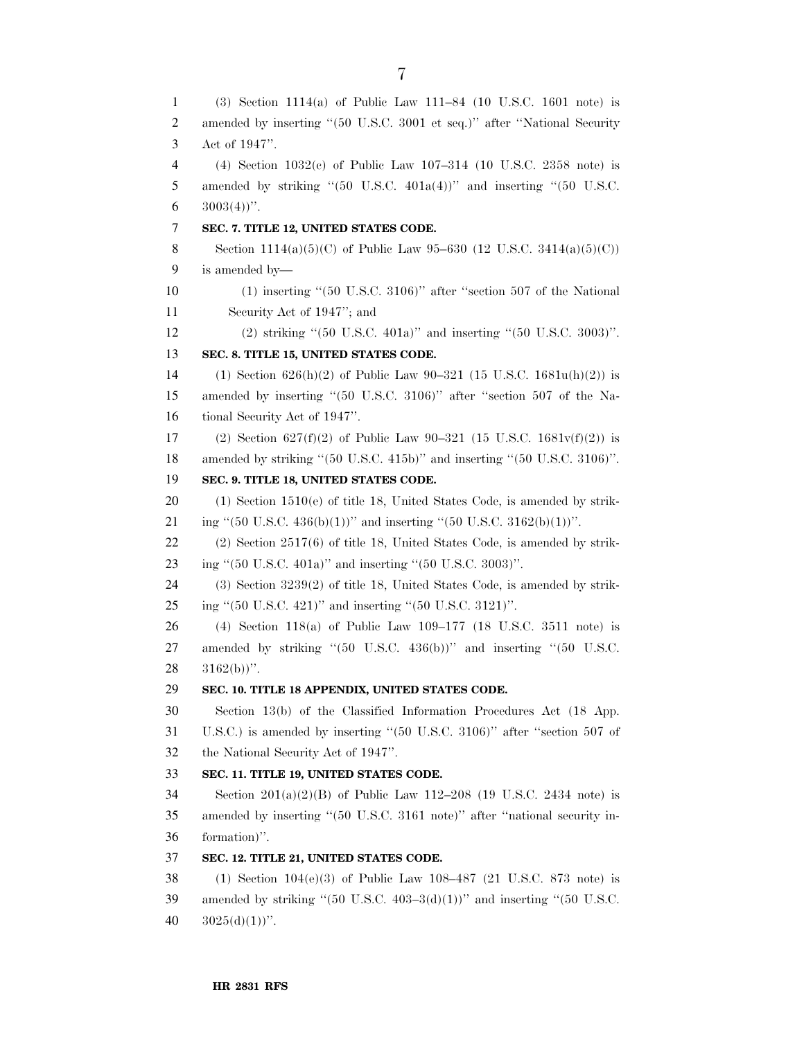(3) Section 1114(a) of Public Law 111–84 (10 U.S.C. 1601 note) is amended by inserting ''(50 U.S.C. 3001 et seq.)'' after ''National Security Act of 1947''.

(4) Section 1032(c) of Public Law 107–314 (10 U.S.C. 2358 note) is amended by striking ''(50 U.S.C. 401a(4))'' and inserting ''(50 U.S.C. 3003(4))''.

**SEC. 7. TITLE 12, UNITED STATES CODE.**

Section 1114(a)(5)(C) of Public Law 95–630 (12 U.S.C. 3414(a)(5)(C)) is amended by—

(1) inserting ''(50 U.S.C. 3106)'' after ''section 507 of the National Security Act of 1947''; and

(2) striking ''(50 U.S.C. 401a)'' and inserting ''(50 U.S.C. 3003)''.

**SEC. 8. TITLE 15, UNITED STATES CODE.**

(1) Section 626(h)(2) of Public Law 90–321 (15 U.S.C. 1681u(h)(2)) is amended by inserting ''(50 U.S.C. 3106)'' after ''section 507 of the National Security Act of 1947''.

(2) Section 627(f)(2) of Public Law 90–321 (15 U.S.C. 1681v(f)(2)) is amended by striking ''(50 U.S.C. 415b)'' and inserting ''(50 U.S.C. 3106)''.

**SEC. 9. TITLE 18, UNITED STATES CODE.**

(1) Section 1510(e) of title 18, United States Code, is amended by striking ''(50 U.S.C. 436(b)(1))'' and inserting ''(50 U.S.C. 3162(b)(1))''.

(2) Section 2517(6) of title 18, United States Code, is amended by striking ''(50 U.S.C. 401a)'' and inserting ''(50 U.S.C. 3003)''.

(3) Section 3239(2) of title 18, United States Code, is amended by striking ''(50 U.S.C. 421)'' and inserting ''(50 U.S.C. 3121)''.

(4) Section 118(a) of Public Law 109–177 (18 U.S.C. 3511 note) is amended by striking ''(50 U.S.C. 436(b))'' and inserting ''(50 U.S.C. 3162(b))''.

**SEC. 10. TITLE 18 APPENDIX, UNITED STATES CODE.**

Section 13(b) of the Classified Information Procedures Act (18 App. U.S.C.) is amended by inserting ''(50 U.S.C. 3106)'' after ''section 507 of the National Security Act of 1947''.

**SEC. 11. TITLE 19, UNITED STATES CODE.**

Section 201(a)(2)(B) of Public Law 112–208 (19 U.S.C. 2434 note) is amended by inserting ''(50 U.S.C. 3161 note)'' after ''national security information)''.

**SEC. 12. TITLE 21, UNITED STATES CODE.**

(1) Section 104(e)(3) of Public Law 108–487 (21 U.S.C. 873 note) is amended by striking ''(50 U.S.C. 403–3(d)(1))'' and inserting ''(50 U.S.C. 3025(d)(1))''.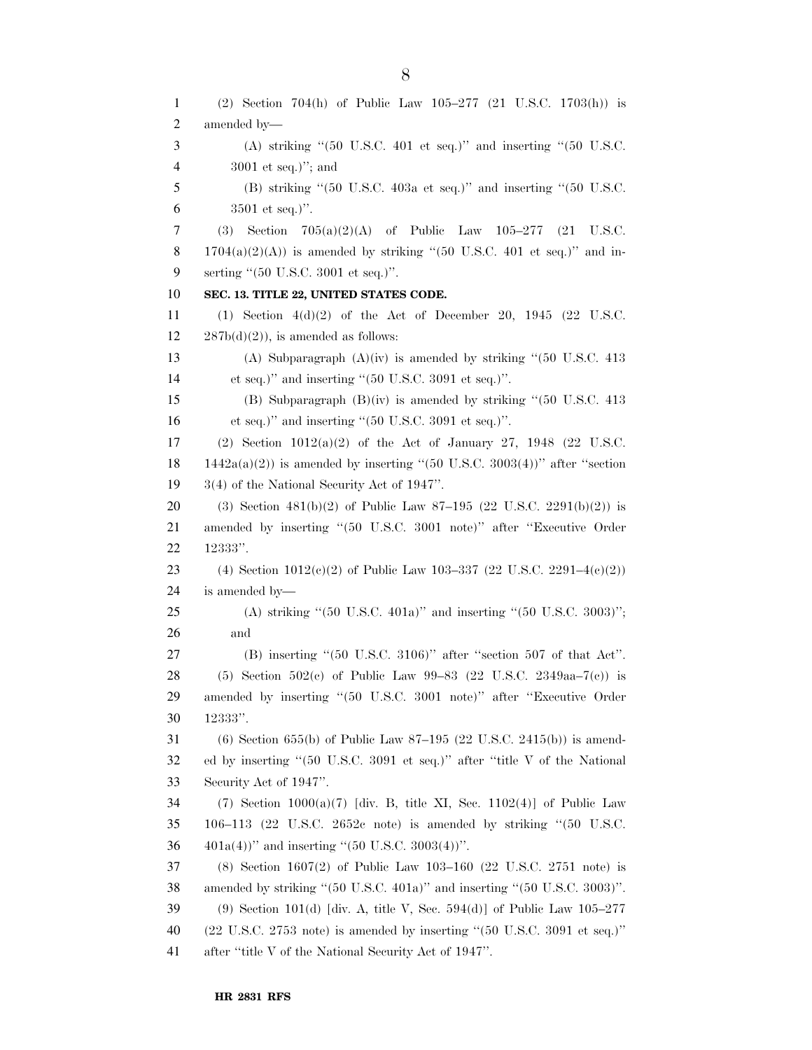(2) Section 704(h) of Public Law 105–277 (21 U.S.C. 1703(h)) is amended by—

(A) striking ''(50 U.S.C. 401 et seq.)'' and inserting ''(50 U.S.C. 3001 et seq.)''; and

(B) striking ''(50 U.S.C. 403a et seq.)'' and inserting ''(50 U.S.C. 3501 et seq.)''.

(3) Section 705(a)(2)(A) of Public Law 105–277 (21 U.S.C. 1704(a)(2)(A)) is amended by striking ''(50 U.S.C. 401 et seq.)'' and inserting ''(50 U.S.C. 3001 et seq.)''.

**SEC. 13. TITLE 22, UNITED STATES CODE.**

(1) Section 4(d)(2) of the Act of December 20, 1945 (22 U.S.C. 287b(d)(2)), is amended as follows:

(A) Subparagraph (A)(iv) is amended by striking ''(50 U.S.C. 413 et seq.)'' and inserting ''(50 U.S.C. 3091 et seq.)''.

(B) Subparagraph (B)(iv) is amended by striking ''(50 U.S.C. 413 et seq.)'' and inserting ''(50 U.S.C. 3091 et seq.)''.

(2) Section 1012(a)(2) of the Act of January 27, 1948 (22 U.S.C. 1442a(a)(2)) is amended by inserting ''(50 U.S.C. 3003(4))'' after ''section 3(4) of the National Security Act of 1947''.

(3) Section 481(b)(2) of Public Law 87–195 (22 U.S.C. 2291(b)(2)) is amended by inserting ''(50 U.S.C. 3001 note)'' after ''Executive Order 12333''.

(4) Section 1012(c)(2) of Public Law 103–337 (22 U.S.C. 2291–4(c)(2)) is amended by—

(A) striking ''(50 U.S.C. 401a)'' and inserting ''(50 U.S.C. 3003)''; and

(B) inserting ''(50 U.S.C. 3106)'' after ''section 507 of that Act''.

(5) Section 502(c) of Public Law 99–83 (22 U.S.C. 2349aa–7(c)) is amended by inserting ''(50 U.S.C. 3001 note)'' after ''Executive Order 12333''.

(6) Section 655(b) of Public Law 87–195 (22 U.S.C. 2415(b)) is amended by inserting ''(50 U.S.C. 3091 et seq.)'' after ''title V of the National Security Act of 1947''.

(7) Section 1000(a)(7) [div. B, title XI, Sec. 1102(4)] of Public Law 106–113 (22 U.S.C. 2652c note) is amended by striking ''(50 U.S.C. 401a(4))'' and inserting ''(50 U.S.C. 3003(4))''.

(8) Section 1607(2) of Public Law 103–160 (22 U.S.C. 2751 note) is amended by striking ''(50 U.S.C. 401a)'' and inserting ''(50 U.S.C. 3003)''.

(9) Section 101(d) [div. A, title V, Sec. 594(d)] of Public Law 105–277 (22 U.S.C. 2753 note) is amended by inserting ''(50 U.S.C. 3091 et seq.)'' after ''title V of the National Security Act of 1947''.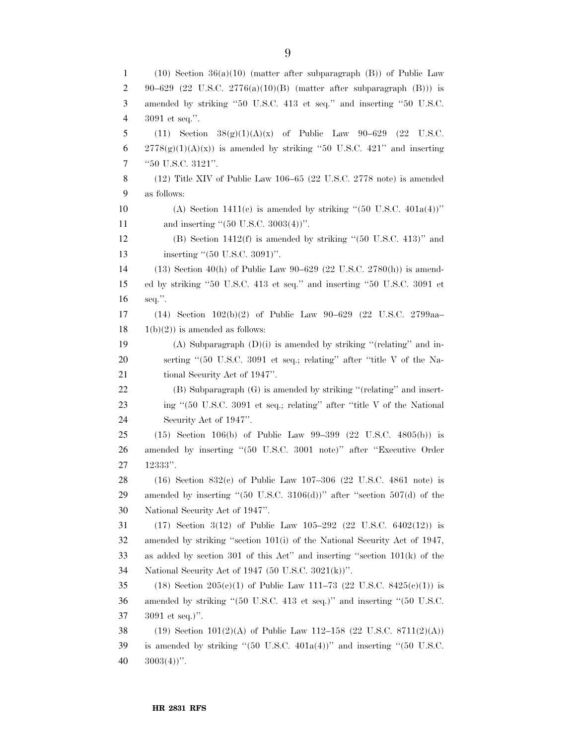(10) Section 36(a)(10) (matter after subparagraph (B)) of Public Law 90–629 (22 U.S.C. 2776(a)(10)(B) (matter after subparagraph (B))) is amended by striking ''50 U.S.C. 413 et seq.'' and inserting ''50 U.S.C. 3091 et seq.''.

(11) Section 38(g)(1)(A)(x) of Public Law 90–629 (22 U.S.C. 2778(g)(1)(A)(x)) is amended by striking ''50 U.S.C. 421'' and inserting ''50 U.S.C. 3121''.

(12) Title XIV of Public Law 106–65 (22 U.S.C. 2778 note) is amended as follows:

(A) Section 1411(c) is amended by striking ''(50 U.S.C. 401a(4))'' and inserting ''(50 U.S.C. 3003(4))''.

(B) Section 1412(f) is amended by striking ''(50 U.S.C. 413)'' and inserting ''(50 U.S.C. 3091)''.

(13) Section 40(h) of Public Law 90–629 (22 U.S.C. 2780(h)) is amended by striking ''50 U.S.C. 413 et seq.'' and inserting ''50 U.S.C. 3091 et seq.''.

(14) Section 102(b)(2) of Public Law 90–629 (22 U.S.C. 2799aa–1(b)(2)) is amended as follows:

(A) Subparagraph (D)(i) is amended by striking ''(relating'' and inserting ''(50 U.S.C. 3091 et seq.; relating'' after ''title V of the National Security Act of 1947''.

(B) Subparagraph (G) is amended by striking ''(relating'' and inserting ''(50 U.S.C. 3091 et seq.; relating'' after ''title V of the National Security Act of 1947''.

(15) Section 106(b) of Public Law 99–399 (22 U.S.C. 4805(b)) is amended by inserting ''(50 U.S.C. 3001 note)'' after ''Executive Order 12333''.

(16) Section 832(c) of Public Law 107–306 (22 U.S.C. 4861 note) is amended by inserting ''(50 U.S.C. 3106(d))'' after ''section 507(d) of the National Security Act of 1947''.

(17) Section 3(12) of Public Law 105–292 (22 U.S.C. 6402(12)) is amended by striking ''section 101(i) of the National Security Act of 1947, as added by section 301 of this Act'' and inserting ''section 101(k) of the National Security Act of 1947 (50 U.S.C. 3021(k))''.

(18) Section 205(c)(1) of Public Law 111–73 (22 U.S.C. 8425(c)(1)) is amended by striking ''(50 U.S.C. 413 et seq.)'' and inserting ''(50 U.S.C. 3091 et seq.)''.

(19) Section 101(2)(A) of Public Law 112–158 (22 U.S.C. 8711(2)(A)) is amended by striking ''(50 U.S.C. 401a(4))'' and inserting ''(50 U.S.C. 3003(4))''.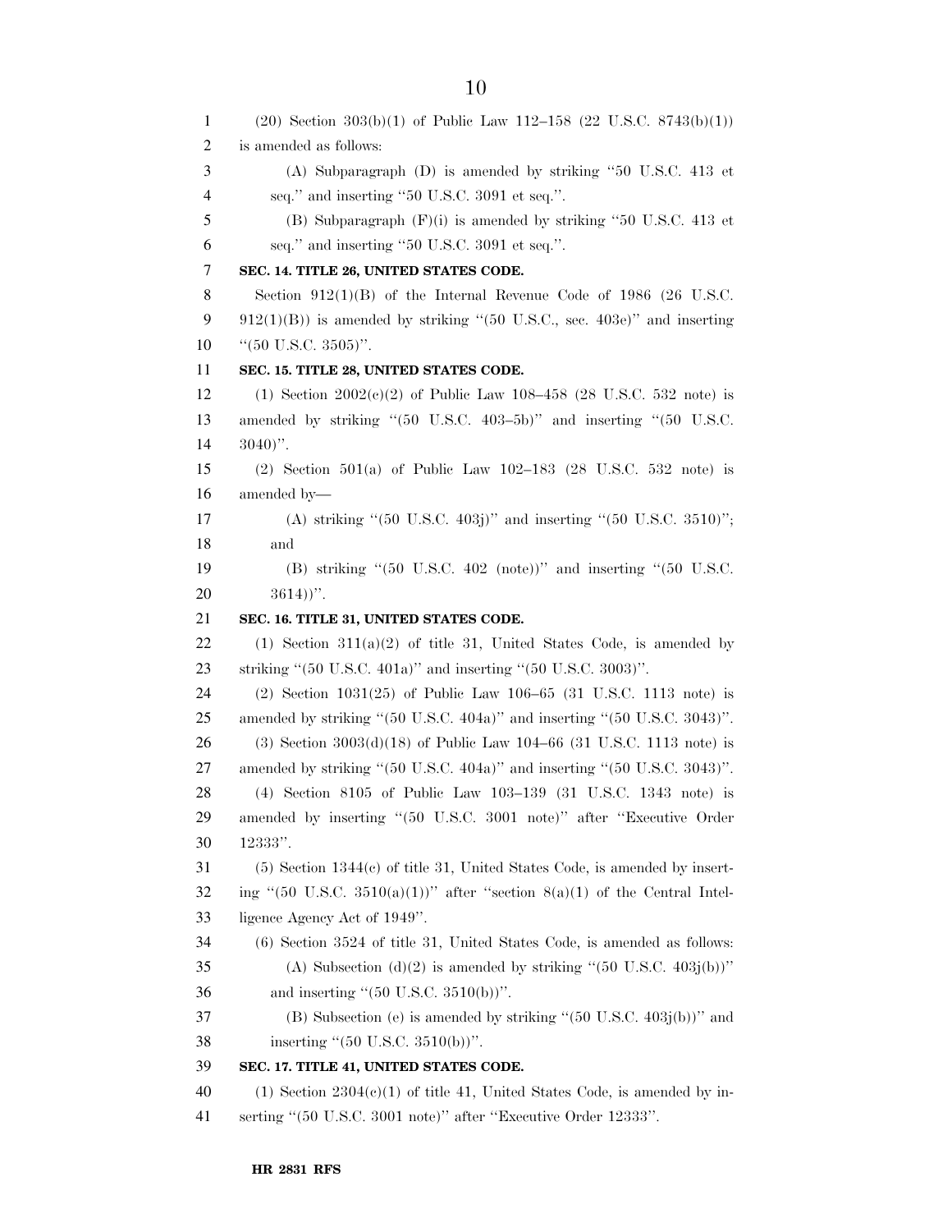(20) Section 303(b)(1) of Public Law 112–158 (22 U.S.C. 8743(b)(1)) is amended as follows:

(A) Subparagraph (D) is amended by striking ''50 U.S.C. 413 et seq.'' and inserting ''50 U.S.C. 3091 et seq.''.

(B) Subparagraph (F)(i) is amended by striking ''50 U.S.C. 413 et seq.'' and inserting ''50 U.S.C. 3091 et seq.''.

**SEC. 14. TITLE 26, UNITED STATES CODE.**

Section 912(1)(B) of the Internal Revenue Code of 1986 (26 U.S.C. 912(1)(B)) is amended by striking ''(50 U.S.C., sec. 403e)'' and inserting ''(50 U.S.C. 3505)''.

**SEC. 15. TITLE 28, UNITED STATES CODE.**

(1) Section 2002(c)(2) of Public Law 108–458 (28 U.S.C. 532 note) is amended by striking ''(50 U.S.C. 403–5b)'' and inserting ''(50 U.S.C. 3040)''.

(2) Section 501(a) of Public Law 102–183 (28 U.S.C. 532 note) is amended by—

(A) striking ''(50 U.S.C. 403j)'' and inserting ''(50 U.S.C. 3510)''; and

(B) striking ''(50 U.S.C. 402 (note))'' and inserting ''(50 U.S.C. 3614))''.

**SEC. 16. TITLE 31, UNITED STATES CODE.**

(1) Section 311(a)(2) of title 31, United States Code, is amended by striking ''(50 U.S.C. 401a)'' and inserting ''(50 U.S.C. 3003)''.

(2) Section 1031(25) of Public Law 106–65 (31 U.S.C. 1113 note) is amended by striking ''(50 U.S.C. 404a)'' and inserting ''(50 U.S.C. 3043)''.

(3) Section 3003(d)(18) of Public Law 104–66 (31 U.S.C. 1113 note) is amended by striking ''(50 U.S.C. 404a)'' and inserting ''(50 U.S.C. 3043)''.

(4) Section 8105 of Public Law 103–139 (31 U.S.C. 1343 note) is amended by inserting ''(50 U.S.C. 3001 note)'' after ''Executive Order 12333''.

(5) Section 1344(c) of title 31, United States Code, is amended by inserting ''(50 U.S.C. 3510(a)(1))'' after ''section 8(a)(1) of the Central Intelligence Agency Act of 1949''.

(6) Section 3524 of title 31, United States Code, is amended as follows:

(A) Subsection (d)(2) is amended by striking ''(50 U.S.C. 403j(b))'' and inserting ''(50 U.S.C. 3510(b))''.

(B) Subsection (e) is amended by striking ''(50 U.S.C. 403j(b))'' and inserting ''(50 U.S.C. 3510(b))''.

**SEC. 17. TITLE 41, UNITED STATES CODE.**

(1) Section 2304(c)(1) of title 41, United States Code, is amended by inserting ''(50 U.S.C. 3001 note)'' after ''Executive Order 12333''.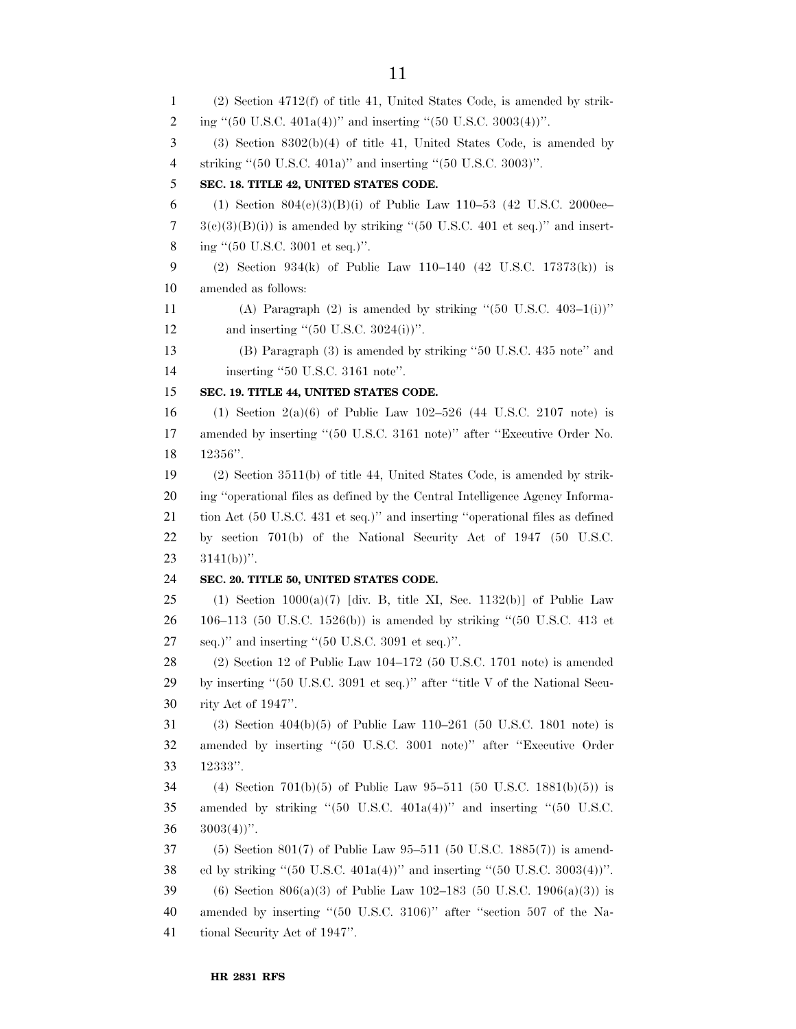(2) Section 4712(f) of title 41, United States Code, is amended by striking ''(50 U.S.C. 401a(4))'' and inserting ''(50 U.S.C. 3003(4))''.

(3) Section 8302(b)(4) of title 41, United States Code, is amended by striking ''(50 U.S.C. 401a)'' and inserting ''(50 U.S.C. 3003)''.

**SEC. 18. TITLE 42, UNITED STATES CODE.**

(1) Section 804(c)(3)(B)(i) of Public Law 110–53 (42 U.S.C. 2000ee–3(c)(3)(B)(i)) is amended by striking ''(50 U.S.C. 401 et seq.)'' and inserting ''(50 U.S.C. 3001 et seq.)''.

(2) Section 934(k) of Public Law 110–140 (42 U.S.C. 17373(k)) is amended as follows:

(A) Paragraph (2) is amended by striking ''(50 U.S.C. 403–1(i))'' and inserting ''(50 U.S.C. 3024(i))''.

(B) Paragraph (3) is amended by striking ''50 U.S.C. 435 note'' and inserting ''50 U.S.C. 3161 note''.

**SEC. 19. TITLE 44, UNITED STATES CODE.**

(1) Section 2(a)(6) of Public Law 102–526 (44 U.S.C. 2107 note) is amended by inserting ''(50 U.S.C. 3161 note)'' after ''Executive Order No. 12356''.

(2) Section 3511(b) of title 44, United States Code, is amended by striking ''operational files as defined by the Central Intelligence Agency Information Act (50 U.S.C. 431 et seq.)'' and inserting ''operational files as defined by section 701(b) of the National Security Act of 1947 (50 U.S.C. 3141(b))''.

**SEC. 20. TITLE 50, UNITED STATES CODE.**

(1) Section 1000(a)(7) [div. B, title XI, Sec. 1132(b)] of Public Law 106–113 (50 U.S.C. 1526(b)) is amended by striking ''(50 U.S.C. 413 et seq.)'' and inserting ''(50 U.S.C. 3091 et seq.)''.

(2) Section 12 of Public Law 104–172 (50 U.S.C. 1701 note) is amended by inserting ''(50 U.S.C. 3091 et seq.)'' after ''title V of the National Security Act of 1947''.

(3) Section 404(b)(5) of Public Law 110–261 (50 U.S.C. 1801 note) is amended by inserting ''(50 U.S.C. 3001 note)'' after ''Executive Order 12333''.

(4) Section 701(b)(5) of Public Law 95–511 (50 U.S.C. 1881(b)(5)) is amended by striking ''(50 U.S.C. 401a(4))'' and inserting ''(50 U.S.C. 3003(4))''.

(5) Section 801(7) of Public Law 95–511 (50 U.S.C. 1885(7)) is amended by striking ''(50 U.S.C. 401a(4))'' and inserting ''(50 U.S.C. 3003(4))''.

(6) Section 806(a)(3) of Public Law 102–183 (50 U.S.C. 1906(a)(3)) is amended by inserting ''(50 U.S.C. 3106)'' after ''section 507 of the National Security Act of 1947''.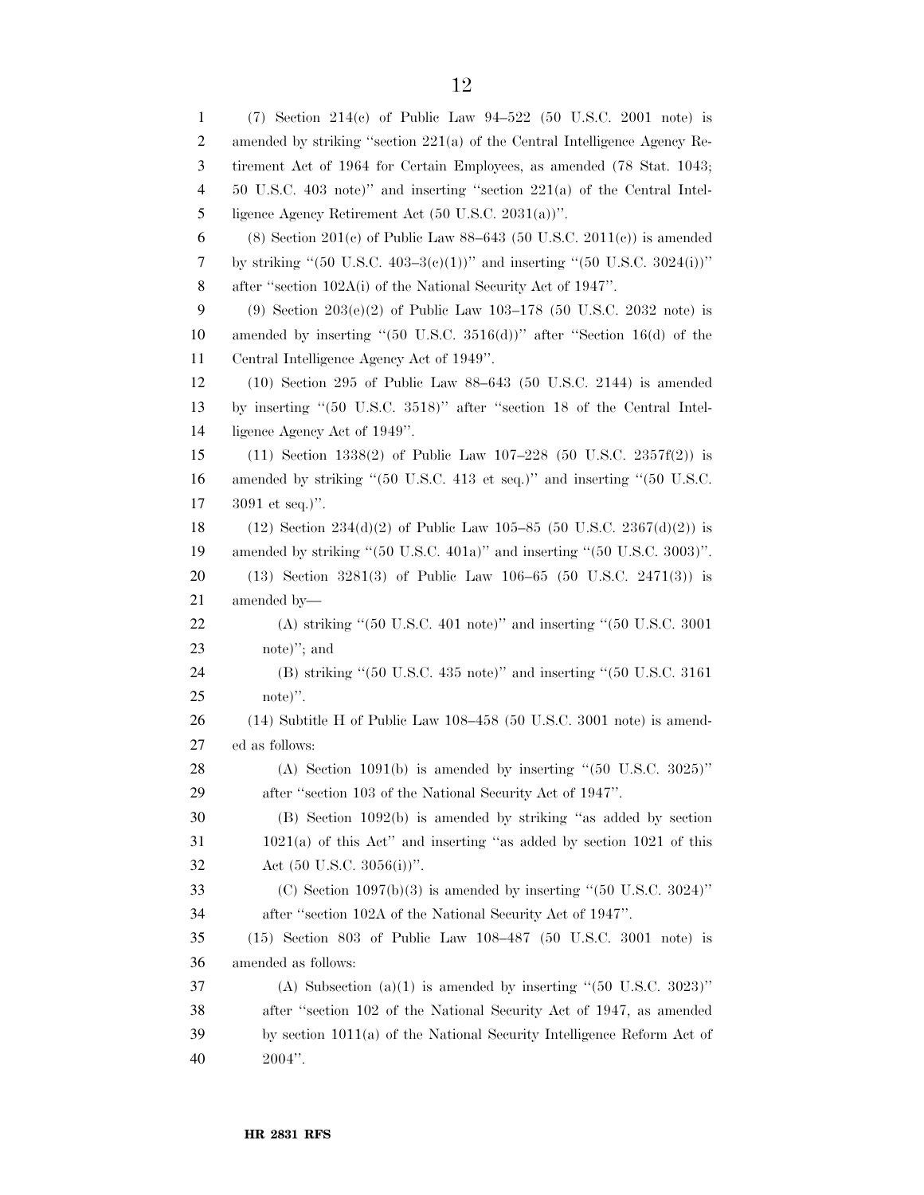(7) Section 214(c) of Public Law 94–522 (50 U.S.C. 2001 note) is amended by striking ''section 221(a) of the Central Intelligence Agency Retirement Act of 1964 for Certain Employees, as amended (78 Stat. 1043; 50 U.S.C. 403 note)'' and inserting ''section 221(a) of the Central Intelligence Agency Retirement Act (50 U.S.C. 2031(a))''.

(8) Section 201(c) of Public Law 88–643 (50 U.S.C. 2011(c)) is amended by striking ''(50 U.S.C. 403–3(c)(1))'' and inserting ''(50 U.S.C. 3024(i))'' after ''section 102A(i) of the National Security Act of 1947''.

(9) Section 203(e)(2) of Public Law 103–178 (50 U.S.C. 2032 note) is amended by inserting ''(50 U.S.C. 3516(d))'' after ''Section 16(d) of the Central Intelligence Agency Act of 1949''.

(10) Section 295 of Public Law 88–643 (50 U.S.C. 2144) is amended by inserting ''(50 U.S.C. 3518)'' after ''section 18 of the Central Intelligence Agency Act of 1949''.

(11) Section 1338(2) of Public Law 107–228 (50 U.S.C. 2357f(2)) is amended by striking ''(50 U.S.C. 413 et seq.)'' and inserting ''(50 U.S.C. 3091 et seq.)''.

(12) Section 234(d)(2) of Public Law 105–85 (50 U.S.C. 2367(d)(2)) is amended by striking ''(50 U.S.C. 401a)'' and inserting ''(50 U.S.C. 3003)''.

(13) Section 3281(3) of Public Law 106–65 (50 U.S.C. 2471(3)) is amended by—

(A) striking ''(50 U.S.C. 401 note)'' and inserting ''(50 U.S.C. 3001 note)''; and

(B) striking ''(50 U.S.C. 435 note)'' and inserting ''(50 U.S.C. 3161 note)''.

(14) Subtitle H of Public Law 108–458 (50 U.S.C. 3001 note) is amended as follows:

(A) Section 1091(b) is amended by inserting ''(50 U.S.C. 3025)'' after ''section 103 of the National Security Act of 1947''.

(B) Section 1092(b) is amended by striking ''as added by section 1021(a) of this Act'' and inserting ''as added by section 1021 of this Act (50 U.S.C. 3056(i))''.

(C) Section 1097(b)(3) is amended by inserting ''(50 U.S.C. 3024)'' after ''section 102A of the National Security Act of 1947''.

(15) Section 803 of Public Law 108–487 (50 U.S.C. 3001 note) is amended as follows:

(A) Subsection (a)(1) is amended by inserting ''(50 U.S.C. 3023)'' after ''section 102 of the National Security Act of 1947, as amended by section 1011(a) of the National Security Intelligence Reform Act of 2004''.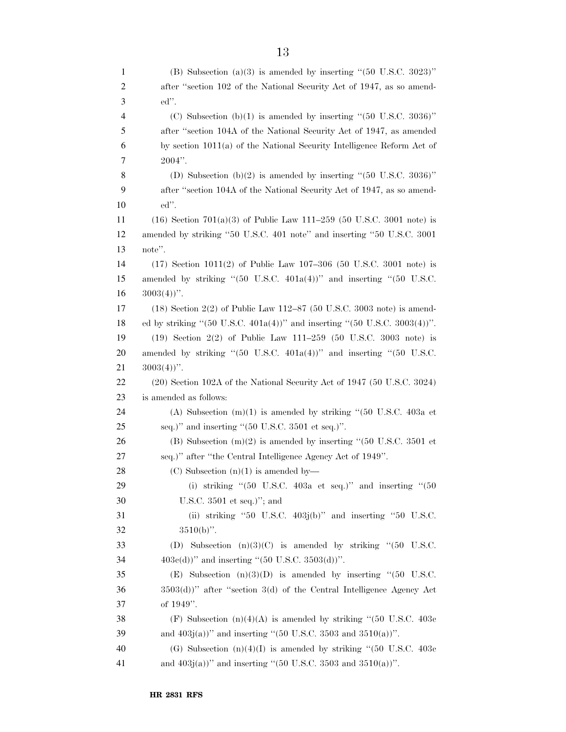(B) Subsection (a)(3) is amended by inserting ''(50 U.S.C. 3023)'' after ''section 102 of the National Security Act of 1947, as so amended''.

(C) Subsection (b)(1) is amended by inserting ''(50 U.S.C. 3036)'' after ''section 104A of the National Security Act of 1947, as amended by section 1011(a) of the National Security Intelligence Reform Act of 2004''.

(D) Subsection (b)(2) is amended by inserting ''(50 U.S.C. 3036)'' after ''section 104A of the National Security Act of 1947, as so amended''.

(16) Section 701(a)(3) of Public Law 111–259 (50 U.S.C. 3001 note) is amended by striking ''50 U.S.C. 401 note'' and inserting ''50 U.S.C. 3001 note''.

(17) Section 1011(2) of Public Law 107–306 (50 U.S.C. 3001 note) is amended by striking ''(50 U.S.C. 401a(4))'' and inserting ''(50 U.S.C. 3003(4))''.

(18) Section 2(2) of Public Law 112–87 (50 U.S.C. 3003 note) is amended by striking ''(50 U.S.C. 401a(4))'' and inserting ''(50 U.S.C. 3003(4))''.

(19) Section 2(2) of Public Law 111–259 (50 U.S.C. 3003 note) is amended by striking ''(50 U.S.C. 401a(4))'' and inserting ''(50 U.S.C. 3003(4))''.

(20) Section 102A of the National Security Act of 1947 (50 U.S.C. 3024) is amended as follows:

(A) Subsection (m)(1) is amended by striking ''(50 U.S.C. 403a et seq.)'' and inserting ''(50 U.S.C. 3501 et seq.)''.

(B) Subsection (m)(2) is amended by inserting ''(50 U.S.C. 3501 et seq.)'' after ''the Central Intelligence Agency Act of 1949''.

(C) Subsection (n)(1) is amended by—

(i) striking ''(50 U.S.C. 403a et seq.)'' and inserting ''(50 U.S.C. 3501 et seq.)''; and

(ii) striking ''50 U.S.C. 403j(b)'' and inserting ''50 U.S.C. 3510(b)''.

(D) Subsection (n)(3)(C) is amended by striking ''(50 U.S.C. 403c(d))'' and inserting ''(50 U.S.C. 3503(d))''.

(E) Subsection (n)(3)(D) is amended by inserting ''(50 U.S.C. 3503(d))'' after ''section 3(d) of the Central Intelligence Agency Act of 1949''.

(F) Subsection (n)(4)(A) is amended by striking ''(50 U.S.C. 403c and 403j(a))'' and inserting ''(50 U.S.C. 3503 and 3510(a))''.

(G) Subsection (n)(4)(I) is amended by striking ''(50 U.S.C. 403c and 403j(a))'' and inserting ''(50 U.S.C. 3503 and 3510(a))''.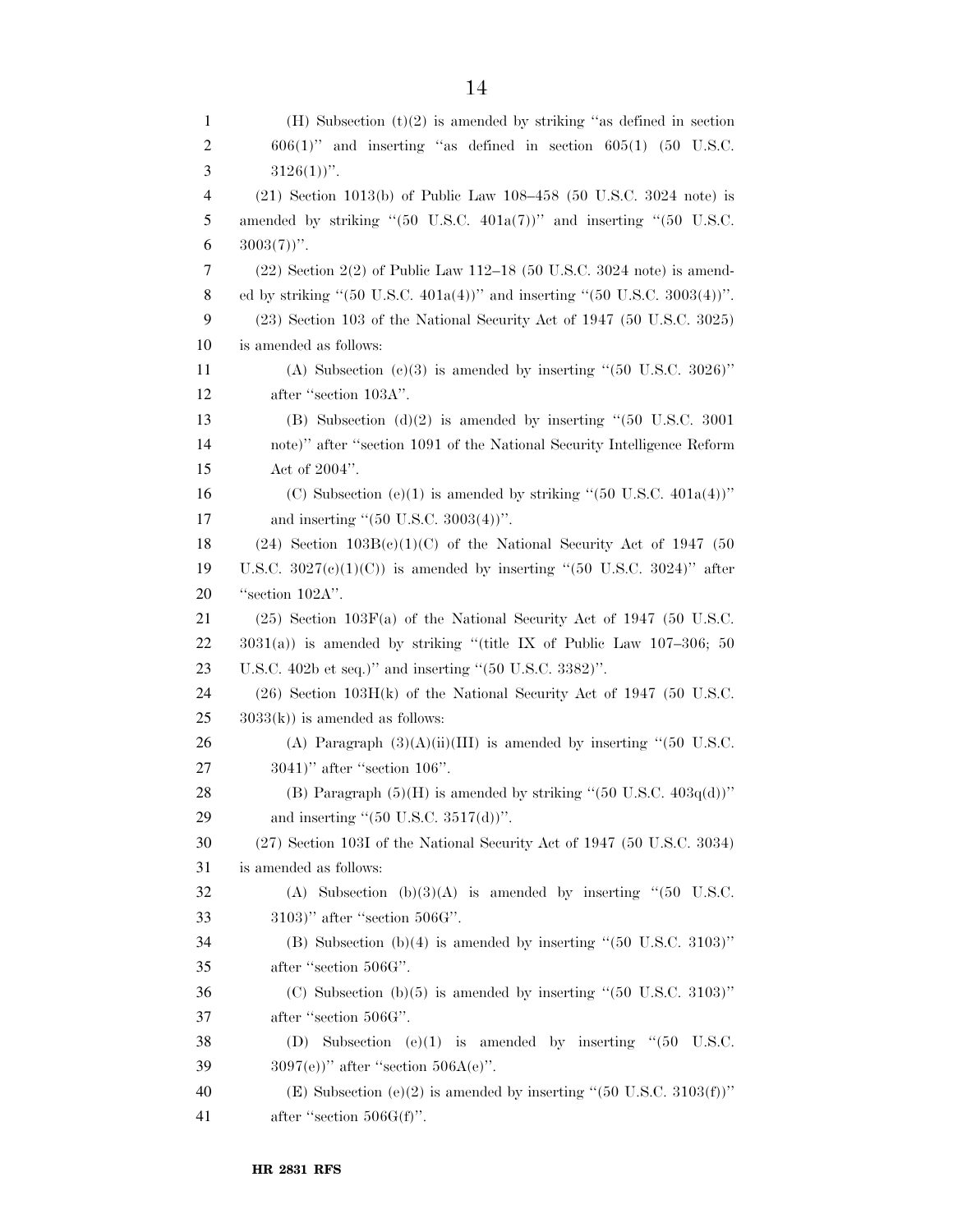(H) Subsection (t)(2) is amended by striking ''as defined in section 606(1)'' and inserting ''as defined in section 605(1) (50 U.S.C. 3126(1))''.

(21) Section 1013(b) of Public Law 108–458 (50 U.S.C. 3024 note) is amended by striking ''(50 U.S.C. 401a(7))'' and inserting ''(50 U.S.C. 3003(7))''.

(22) Section 2(2) of Public Law 112–18 (50 U.S.C. 3024 note) is amended by striking ''(50 U.S.C. 401a(4))'' and inserting ''(50 U.S.C. 3003(4))''.

(23) Section 103 of the National Security Act of 1947 (50 U.S.C. 3025) is amended as follows:

(A) Subsection (c)(3) is amended by inserting ''(50 U.S.C. 3026)'' after ''section 103A''.

(B) Subsection (d)(2) is amended by inserting ''(50 U.S.C. 3001 note)'' after ''section 1091 of the National Security Intelligence Reform Act of 2004''.

(C) Subsection (e)(1) is amended by striking ''(50 U.S.C. 401a(4))'' and inserting ''(50 U.S.C. 3003(4))''.

(24) Section 103B(c)(1)(C) of the National Security Act of 1947 (50 U.S.C. 3027(c)(1)(C)) is amended by inserting ''(50 U.S.C. 3024)'' after ''section 102A''.

(25) Section 103F(a) of the National Security Act of 1947 (50 U.S.C. 3031(a)) is amended by striking ''title IX of Public Law 107–306; 50 U.S.C. 402b et seq.)'' and inserting ''(50 U.S.C. 3382)''.

(26) Section 103H(k) of the National Security Act of 1947 (50 U.S.C. 3033(k)) is amended as follows:

(A) Paragraph (3)(A)(ii)(III) is amended by inserting ''(50 U.S.C. 3041)'' after ''section 106''.

(B) Paragraph (5)(H) is amended by striking ''(50 U.S.C. 403q(d))'' and inserting ''(50 U.S.C. 3517(d))''.

(27) Section 103I of the National Security Act of 1947 (50 U.S.C. 3034) is amended as follows:

(A) Subsection (b)(3)(A) is amended by inserting ''(50 U.S.C. 3103)'' after ''section 506G''.

(B) Subsection (b)(4) is amended by inserting ''(50 U.S.C. 3103)'' after ''section 506G''.

(C) Subsection (b)(5) is amended by inserting ''(50 U.S.C. 3103)'' after ''section 506G''.

(D) Subsection (e)(1) is amended by inserting ''(50 U.S.C. 3097(e))'' after ''section 506A(e)''.

(E) Subsection (e)(2) is amended by inserting ''(50 U.S.C. 3103(f))'' after ''section 506G(f)''.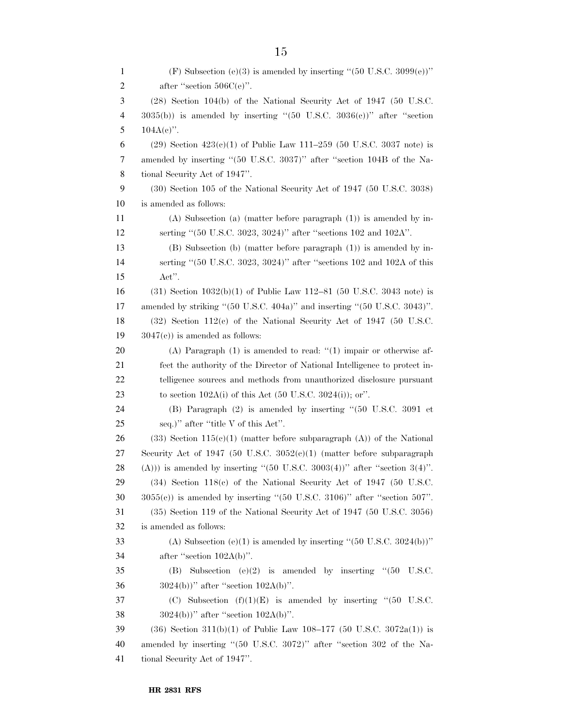(F) Subsection (e)(3) is amended by inserting ''(50 U.S.C. 3099(e))'' after ''section 506C(e)''.

(28) Section 104(b) of the National Security Act of 1947 (50 U.S.C. 3035(b)) is amended by inserting ''(50 U.S.C. 3036(c))'' after ''section 104A(c)''.

(29) Section 423(c)(1) of Public Law 111–259 (50 U.S.C. 3037 note) is amended by inserting ''(50 U.S.C. 3037)'' after ''section 104B of the National Security Act of 1947''.

(30) Section 105 of the National Security Act of 1947 (50 U.S.C. 3038) is amended as follows:

(A) Subsection (a) (matter before paragraph (1)) is amended by inserting ''(50 U.S.C. 3023, 3024)'' after ''sections 102 and 102A''.

(B) Subsection (b) (matter before paragraph (1)) is amended by inserting ''(50 U.S.C. 3023, 3024)'' after ''sections 102 and 102A of this Act''.

(31) Section 1032(b)(1) of Public Law 112–81 (50 U.S.C. 3043 note) is amended by striking ''(50 U.S.C. 404a)'' and inserting ''(50 U.S.C. 3043)''.

(32) Section 112(c) of the National Security Act of 1947 (50 U.S.C. 3047(c)) is amended as follows:

(A) Paragraph (1) is amended to read: ''(1) impair or otherwise affect the authority of the Director of National Intelligence to protect intelligence sources and methods from unauthorized disclosure pursuant to section 102A(i) of this Act (50 U.S.C. 3024(i)); or''.

(B) Paragraph (2) is amended by inserting ''(50 U.S.C. 3091 et seq.)'' after ''title V of this Act''.

(33) Section 115(c)(1) (matter before subparagraph (A)) of the National Security Act of 1947 (50 U.S.C. 3052(c)(1) (matter before subparagraph (A))) is amended by inserting ''(50 U.S.C. 3003(4))'' after ''section 3(4)''.

(34) Section 118(c) of the National Security Act of 1947 (50 U.S.C. 3055(c)) is amended by inserting ''(50 U.S.C. 3106)'' after ''section 507''.

(35) Section 119 of the National Security Act of 1947 (50 U.S.C. 3056) is amended as follows:

(A) Subsection (e)(1) is amended by inserting ''(50 U.S.C. 3024(b))'' after ''section 102A(b)''.

(B) Subsection (e)(2) is amended by inserting ''(50 U.S.C. 3024(b))'' after ''section 102A(b)''.

(C) Subsection (f)(1)(E) is amended by inserting ''(50 U.S.C. 3024(b))'' after ''section 102A(b)''.

(36) Section 311(b)(1) of Public Law 108–177 (50 U.S.C. 3072a(1)) is amended by inserting ''(50 U.S.C. 3072)'' after ''section 302 of the National Security Act of 1947''.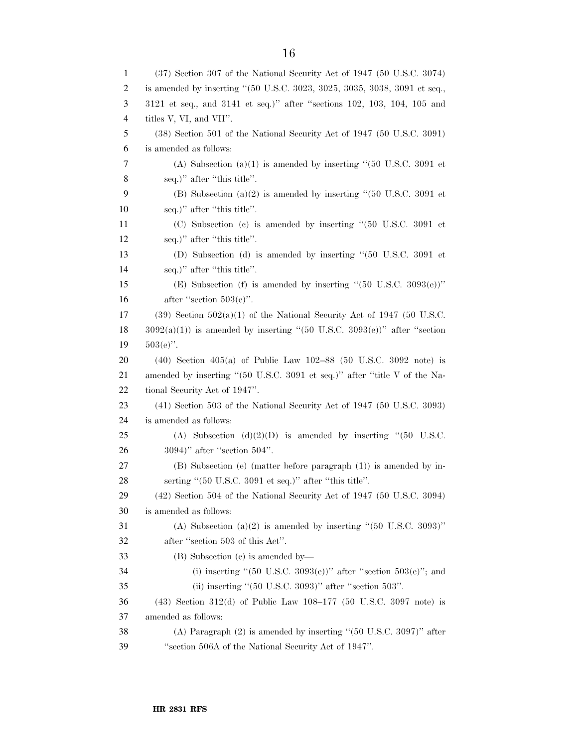(37) Section 307 of the National Security Act of 1947 (50 U.S.C. 3074) is amended by inserting ''(50 U.S.C. 3023, 3025, 3035, 3038, 3091 et seq., 3121 et seq., and 3141 et seq.)'' after ''sections 102, 103, 104, 105 and titles V, VI, and VII''.

(38) Section 501 of the National Security Act of 1947 (50 U.S.C. 3091) is amended as follows:

(A) Subsection (a)(1) is amended by inserting ''(50 U.S.C. 3091 et seq.)'' after ''this title''.

(B) Subsection (a)(2) is amended by inserting ''(50 U.S.C. 3091 et seq.)'' after ''this title''.

(C) Subsection (c) is amended by inserting ''(50 U.S.C. 3091 et seq.)'' after ''this title''.

(D) Subsection (d) is amended by inserting ''(50 U.S.C. 3091 et seq.)'' after ''this title''.

(E) Subsection (f) is amended by inserting ''(50 U.S.C. 3093(e))'' after ''section 503(e)''.

(39) Section 502(a)(1) of the National Security Act of 1947 (50 U.S.C. 3092(a)(1)) is amended by inserting ''(50 U.S.C. 3093(e))'' after ''section 503(e)''.

(40) Section 405(a) of Public Law 102–88 (50 U.S.C. 3092 note) is amended by inserting ''(50 U.S.C. 3091 et seq.)'' after ''title V of the National Security Act of 1947''.

(41) Section 503 of the National Security Act of 1947 (50 U.S.C. 3093) is amended as follows:

(A) Subsection (d)(2)(D) is amended by inserting ''(50 U.S.C. 3094)'' after ''section 504''.

(B) Subsection (e) (matter before paragraph (1)) is amended by inserting ''(50 U.S.C. 3091 et seq.)'' after ''this title''.

(42) Section 504 of the National Security Act of 1947 (50 U.S.C. 3094) is amended as follows:

(A) Subsection (a)(2) is amended by inserting ''(50 U.S.C. 3093)'' after ''section 503 of this Act''.

(B) Subsection (c) is amended by—

(i) inserting ''(50 U.S.C. 3093(e))'' after ''section 503(e)''; and

(ii) inserting ''(50 U.S.C. 3093)'' after ''section 503''.

(43) Section 312(d) of Public Law 108–177 (50 U.S.C. 3097 note) is amended as follows:

(A) Paragraph (2) is amended by inserting ''(50 U.S.C. 3097)'' after ''section 506A of the National Security Act of 1947''.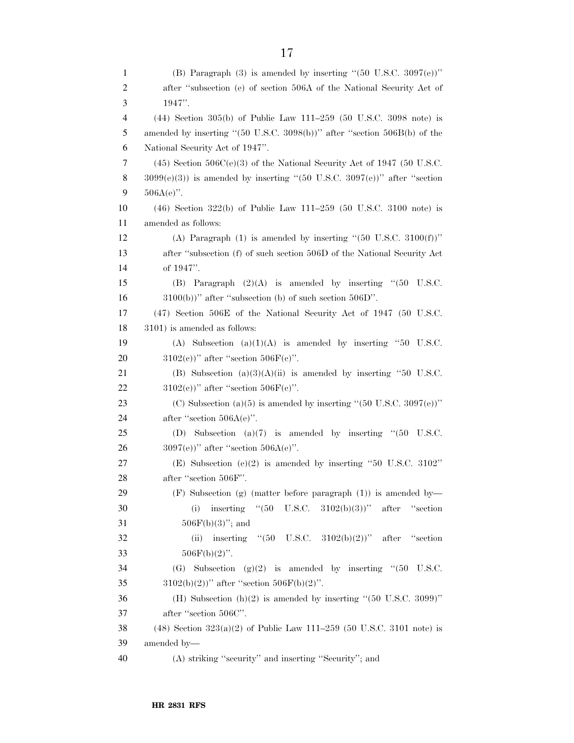(B) Paragraph (3) is amended by inserting ''(50 U.S.C. 3097(e))'' after ''subsection (e) of section 506A of the National Security Act of 1947''.

(44) Section 305(b) of Public Law 111–259 (50 U.S.C. 3098 note) is amended by inserting ''(50 U.S.C. 3098(b))'' after ''section 506B(b) of the National Security Act of 1947''.

(45) Section 506C(e)(3) of the National Security Act of 1947 (50 U.S.C. 3099(e)(3)) is amended by inserting ''(50 U.S.C. 3097(e))'' after ''section 506A(e)''.

(46) Section 322(b) of Public Law 111–259 (50 U.S.C. 3100 note) is amended as follows:

(A) Paragraph (1) is amended by inserting ''(50 U.S.C. 3100(f))'' after ''subsection (f) of such section 506D of the National Security Act of 1947''.

(B) Paragraph (2)(A) is amended by inserting ''(50 U.S.C. 3100(b))'' after ''subsection (b) of such section 506D''.

(47) Section 506E of the National Security Act of 1947 (50 U.S.C. 3101) is amended as follows:

(A) Subsection (a)(1)(A) is amended by inserting ''50 U.S.C. 3102(c))'' after ''section 506F(c)''.

(B) Subsection (a)(3)(A)(ii) is amended by inserting ''50 U.S.C. 3102(c))'' after ''section 506F(c)''.

(C) Subsection (a)(5) is amended by inserting ''(50 U.S.C. 3097(e))'' after ''section 506A(e)''.

(D) Subsection (a)(7) is amended by inserting ''(50 U.S.C. 3097(e))'' after ''section 506A(e)''.

(E) Subsection (e)(2) is amended by inserting ''50 U.S.C. 3102'' after ''section 506F''.

(F) Subsection (g) (matter before paragraph (1)) is amended by—

(i) inserting ''(50 U.S.C. 3102(b)(3))'' after ''section 506F(b)(3)''; and

(ii) inserting ''(50 U.S.C. 3102(b)(2))'' after ''section 506F(b)(2)''.

(G) Subsection (g)(2) is amended by inserting ''(50 U.S.C. 3102(b)(2))'' after ''section 506F(b)(2)''.

(H) Subsection (h)(2) is amended by inserting ''(50 U.S.C. 3099)'' after ''section 506C''.

(48) Section 323(a)(2) of Public Law 111–259 (50 U.S.C. 3101 note) is amended by—

(A) striking ''security'' and inserting ''Security''; and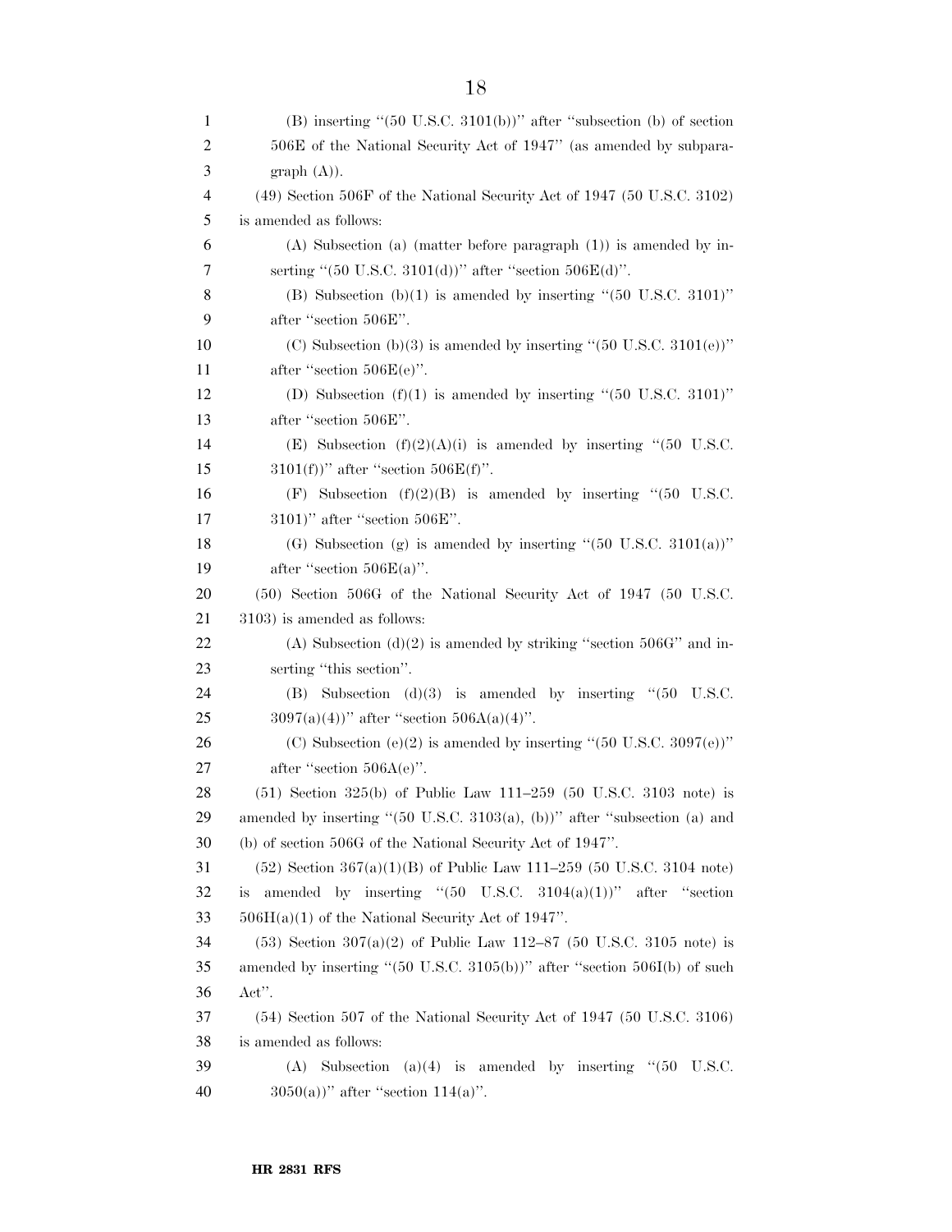(B) inserting ''(50 U.S.C. 3101(b))'' after ''subsection (b) of section 506E of the National Security Act of 1947'' (as amended by subparagraph (A)).

(49) Section 506F of the National Security Act of 1947 (50 U.S.C. 3102) is amended as follows:

(A) Subsection (a) (matter before paragraph (1)) is amended by inserting ''(50 U.S.C. 3101(d))'' after ''section 506E(d)''.

(B) Subsection (b)(1) is amended by inserting ''(50 U.S.C. 3101)'' after ''section 506E''.

(C) Subsection (b)(3) is amended by inserting ''(50 U.S.C. 3101(e))'' after ''section 506E(e)''.

(D) Subsection (f)(1) is amended by inserting ''(50 U.S.C. 3101)'' after ''section 506E''.

(E) Subsection (f)(2)(A)(i) is amended by inserting ''(50 U.S.C. 3101(f))'' after ''section 506E(f)''.

(F) Subsection (f)(2)(B) is amended by inserting ''(50 U.S.C. 3101)'' after ''section 506E''.

(G) Subsection (g) is amended by inserting ''(50 U.S.C. 3101(a))'' after ''section 506E(a)''.

(50) Section 506G of the National Security Act of 1947 (50 U.S.C. 3103) is amended as follows:

(A) Subsection (d)(2) is amended by striking ''section 506G'' and inserting ''this section''.

(B) Subsection (d)(3) is amended by inserting ''(50 U.S.C. 3097(a)(4))'' after ''section 506A(a)(4)''.

(C) Subsection (e)(2) is amended by inserting ''(50 U.S.C. 3097(e))'' after ''section 506A(e)''.

(51) Section 325(b) of Public Law 111–259 (50 U.S.C. 3103 note) is amended by inserting ''(50 U.S.C. 3103(a), (b))'' after ''subsection (a) and (b) of section 506G of the National Security Act of 1947''.

(52) Section 367(a)(1)(B) of Public Law 111–259 (50 U.S.C. 3104 note) is amended by inserting ''(50 U.S.C. 3104(a)(1))'' after ''section 506H(a)(1) of the National Security Act of 1947''.

(53) Section 307(a)(2) of Public Law 112–87 (50 U.S.C. 3105 note) is amended by inserting ''(50 U.S.C. 3105(b))'' after ''section 506I(b) of such Act''.

(54) Section 507 of the National Security Act of 1947 (50 U.S.C. 3106) is amended as follows:

(A) Subsection (a)(4) is amended by inserting ''(50 U.S.C. 3050(a))'' after ''section 114(a)''.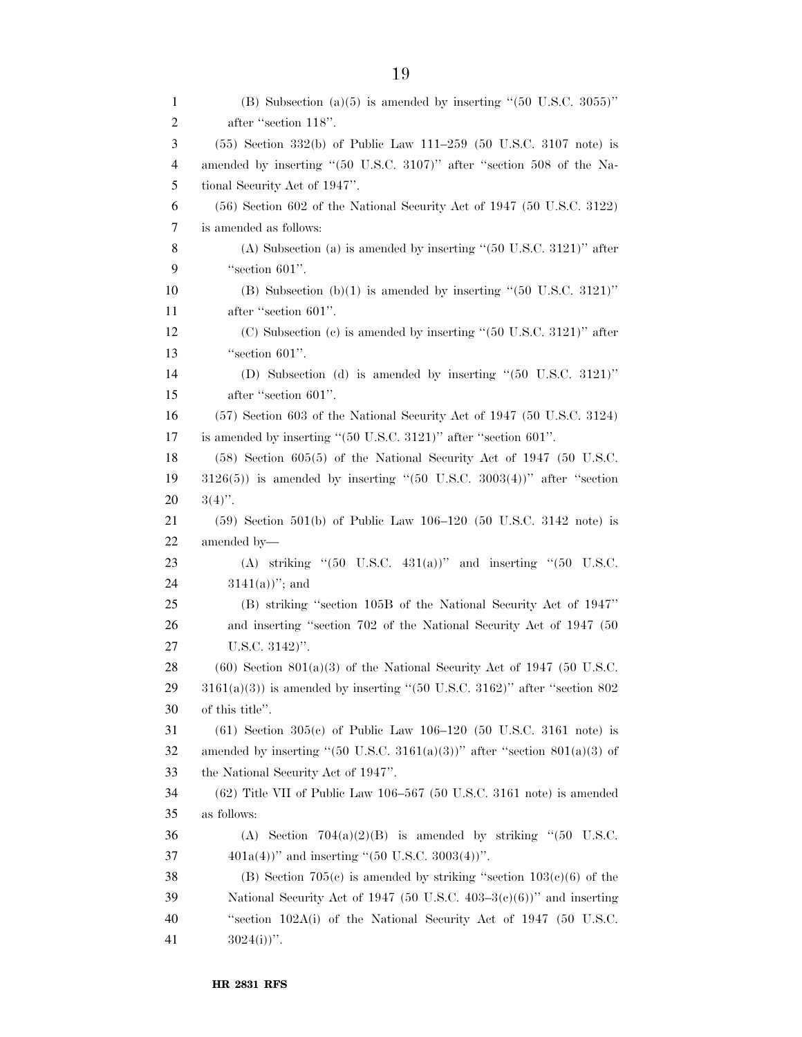(B) Subsection (a)(5) is amended by inserting ''(50 U.S.C. 3055)'' after ''section 118''.

(55) Section 332(b) of Public Law 111–259 (50 U.S.C. 3107 note) is amended by inserting ''(50 U.S.C. 3107)'' after ''section 508 of the National Security Act of 1947''.

(56) Section 602 of the National Security Act of 1947 (50 U.S.C. 3122) is amended as follows:

(A) Subsection (a) is amended by inserting ''(50 U.S.C. 3121)'' after ''section 601''.

(B) Subsection (b)(1) is amended by inserting ''(50 U.S.C. 3121)'' after ''section 601''.

(C) Subsection (c) is amended by inserting ''(50 U.S.C. 3121)'' after ''section 601''.

(D) Subsection (d) is amended by inserting ''(50 U.S.C. 3121)'' after ''section 601''.

(57) Section 603 of the National Security Act of 1947 (50 U.S.C. 3124) is amended by inserting ''(50 U.S.C. 3121)'' after ''section 601''.

(58) Section 605(5) of the National Security Act of 1947 (50 U.S.C. 3126(5)) is amended by inserting ''(50 U.S.C. 3003(4))'' after ''section 3(4)''.

(59) Section 501(b) of Public Law 106–120 (50 U.S.C. 3142 note) is amended by—

(A) striking ''(50 U.S.C. 431(a))'' and inserting ''(50 U.S.C. 3141(a))''; and

(B) striking ''section 105B of the National Security Act of 1947'' and inserting ''section 702 of the National Security Act of 1947 (50 U.S.C. 3142)''.

(60) Section 801(a)(3) of the National Security Act of 1947 (50 U.S.C. 3161(a)(3)) is amended by inserting ''(50 U.S.C. 3162)'' after ''section 802 of this title''.

(61) Section 305(c) of Public Law 106–120 (50 U.S.C. 3161 note) is amended by inserting ''(50 U.S.C. 3161(a)(3))'' after ''section 801(a)(3) of the National Security Act of 1947''.

(62) Title VII of Public Law 106–567 (50 U.S.C. 3161 note) is amended as follows:

(A) Section 704(a)(2)(B) is amended by striking ''(50 U.S.C. 401a(4))'' and inserting ''(50 U.S.C. 3003(4))''.

(B) Section 705(c) is amended by striking ''section 103(c)(6) of the National Security Act of 1947 (50 U.S.C. 403–3(c)(6))'' and inserting ''section 102A(i) of the National Security Act of 1947 (50 U.S.C. 3024(i))''.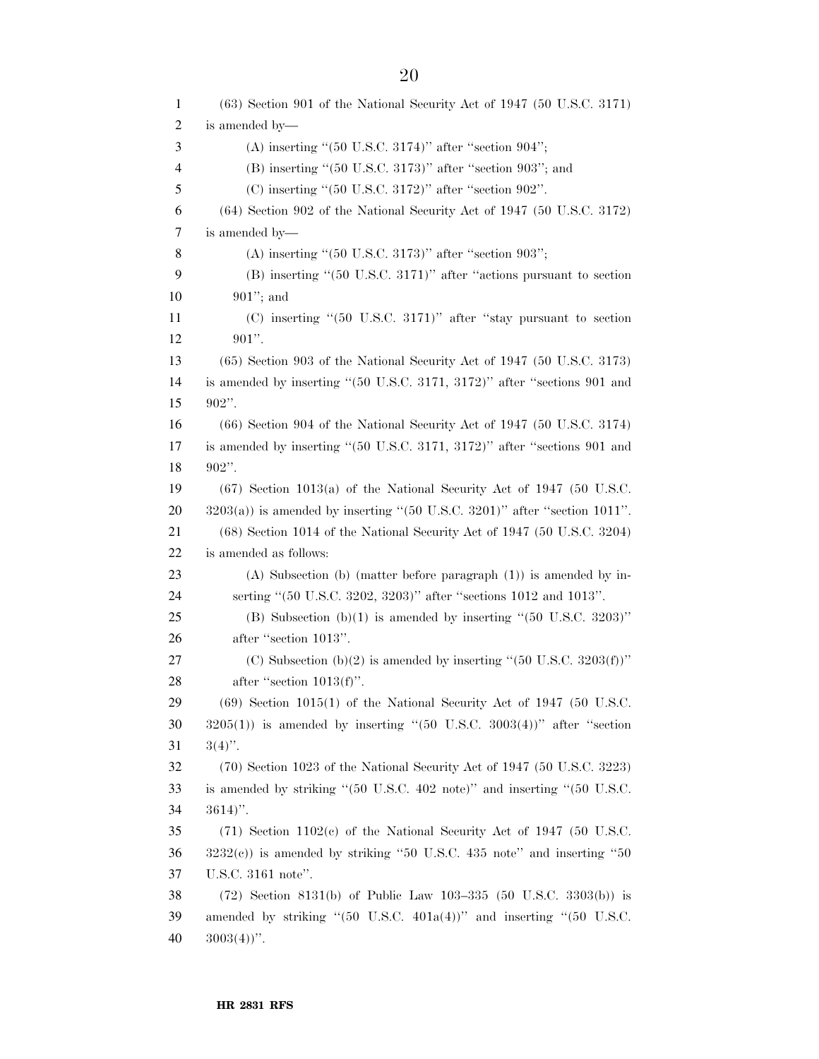(63) Section 901 of the National Security Act of 1947 (50 U.S.C. 3171) is amended by—

(A) inserting ''(50 U.S.C. 3174)'' after ''section 904'';

(B) inserting ''(50 U.S.C. 3173)'' after ''section 903''; and

(C) inserting ''(50 U.S.C. 3172)'' after ''section 902''.

(64) Section 902 of the National Security Act of 1947 (50 U.S.C. 3172) is amended by—

(A) inserting ''(50 U.S.C. 3173)'' after ''section 903'';

(B) inserting ''(50 U.S.C. 3171)'' after ''actions pursuant to section 901''; and

(C) inserting ''(50 U.S.C. 3171)'' after ''stay pursuant to section 901''.

(65) Section 903 of the National Security Act of 1947 (50 U.S.C. 3173) is amended by inserting ''(50 U.S.C. 3171, 3172)'' after ''sections 901 and 902''.

(66) Section 904 of the National Security Act of 1947 (50 U.S.C. 3174) is amended by inserting ''(50 U.S.C. 3171, 3172)'' after ''sections 901 and 902''.

(67) Section 1013(a) of the National Security Act of 1947 (50 U.S.C. 3203(a)) is amended by inserting ''(50 U.S.C. 3201)'' after ''section 1011''.

(68) Section 1014 of the National Security Act of 1947 (50 U.S.C. 3204) is amended as follows:

(A) Subsection (b) (matter before paragraph (1)) is amended by inserting ''(50 U.S.C. 3202, 3203)'' after ''sections 1012 and 1013''.

(B) Subsection (b)(1) is amended by inserting ''(50 U.S.C. 3203)'' after ''section 1013''.

(C) Subsection (b)(2) is amended by inserting ''(50 U.S.C. 3203(f))'' after ''section 1013(f)''.

(69) Section 1015(1) of the National Security Act of 1947 (50 U.S.C. 3205(1)) is amended by inserting ''(50 U.S.C. 3003(4))'' after ''section 3(4)''.

(70) Section 1023 of the National Security Act of 1947 (50 U.S.C. 3223) is amended by striking ''(50 U.S.C. 402 note)'' and inserting ''(50 U.S.C. 3614)''.

(71) Section 1102(c) of the National Security Act of 1947 (50 U.S.C. 3232(c)) is amended by striking ''50 U.S.C. 435 note'' and inserting ''50 U.S.C. 3161 note''.

(72) Section 8131(b) of Public Law 103–335 (50 U.S.C. 3303(b)) is amended by striking ''(50 U.S.C. 401a(4))'' and inserting ''(50 U.S.C. 3003(4))''.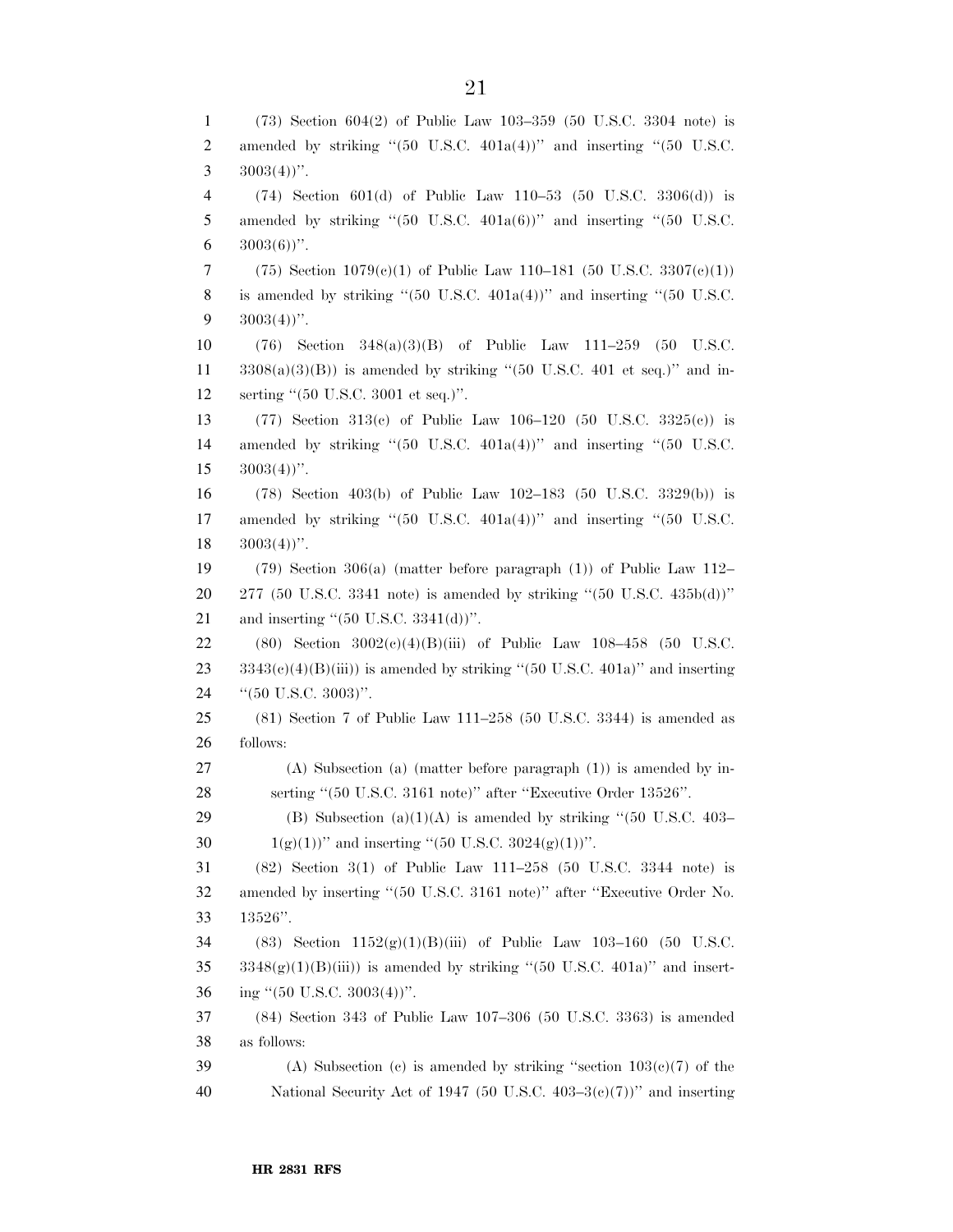(73) Section 604(2) of Public Law 103–359 (50 U.S.C. 3304 note) is amended by striking ''(50 U.S.C. 401a(4))'' and inserting ''(50 U.S.C. 3003(4))''.

(74) Section 601(d) of Public Law 110–53 (50 U.S.C. 3306(d)) is amended by striking ''(50 U.S.C. 401a(6))'' and inserting ''(50 U.S.C. 3003(6))''.

(75) Section 1079(c)(1) of Public Law 110–181 (50 U.S.C. 3307(c)(1)) is amended by striking ''(50 U.S.C. 401a(4))'' and inserting ''(50 U.S.C. 3003(4))''.

(76) Section 348(a)(3)(B) of Public Law 111–259 (50 U.S.C. 3308(a)(3)(B)) is amended by striking ''(50 U.S.C. 401 et seq.)'' and inserting ''(50 U.S.C. 3001 et seq.)''.

(77) Section 313(c) of Public Law 106–120 (50 U.S.C. 3325(c)) is amended by striking ''(50 U.S.C. 401a(4))'' and inserting ''(50 U.S.C. 3003(4))''.

(78) Section 403(b) of Public Law 102–183 (50 U.S.C. 3329(b)) is amended by striking ''(50 U.S.C. 401a(4))'' and inserting ''(50 U.S.C. 3003(4))''.

(79) Section 306(a) (matter before paragraph (1)) of Public Law 112–277 (50 U.S.C. 3341 note) is amended by striking ''(50 U.S.C. 435b(d))'' and inserting ''(50 U.S.C. 3341(d))''.

(80) Section 3002(c)(4)(B)(iii) of Public Law 108–458 (50 U.S.C. 3343(c)(4)(B)(iii)) is amended by striking ''(50 U.S.C. 401a)'' and inserting ''(50 U.S.C. 3003)''.

(81) Section 7 of Public Law 111–258 (50 U.S.C. 3344) is amended as follows:

(A) Subsection (a) (matter before paragraph (1)) is amended by inserting ''(50 U.S.C. 3161 note)'' after ''Executive Order 13526''.

(B) Subsection (a)(1)(A) is amended by striking ''(50 U.S.C. 403–1(g)(1))'' and inserting ''(50 U.S.C. 3024(g)(1))''.

(82) Section 3(1) of Public Law 111–258 (50 U.S.C. 3344 note) is amended by inserting ''(50 U.S.C. 3161 note)'' after ''Executive Order No. 13526''.

(83) Section 1152(g)(1)(B)(iii) of Public Law 103–160 (50 U.S.C. 3348(g)(1)(B)(iii)) is amended by striking ''(50 U.S.C. 401a)'' and inserting ''(50 U.S.C. 3003(4))''.

(84) Section 343 of Public Law 107–306 (50 U.S.C. 3363) is amended as follows:

(A) Subsection (c) is amended by striking ''section 103(c)(7) of the National Security Act of 1947 (50 U.S.C. 403–3(c)(7))'' and inserting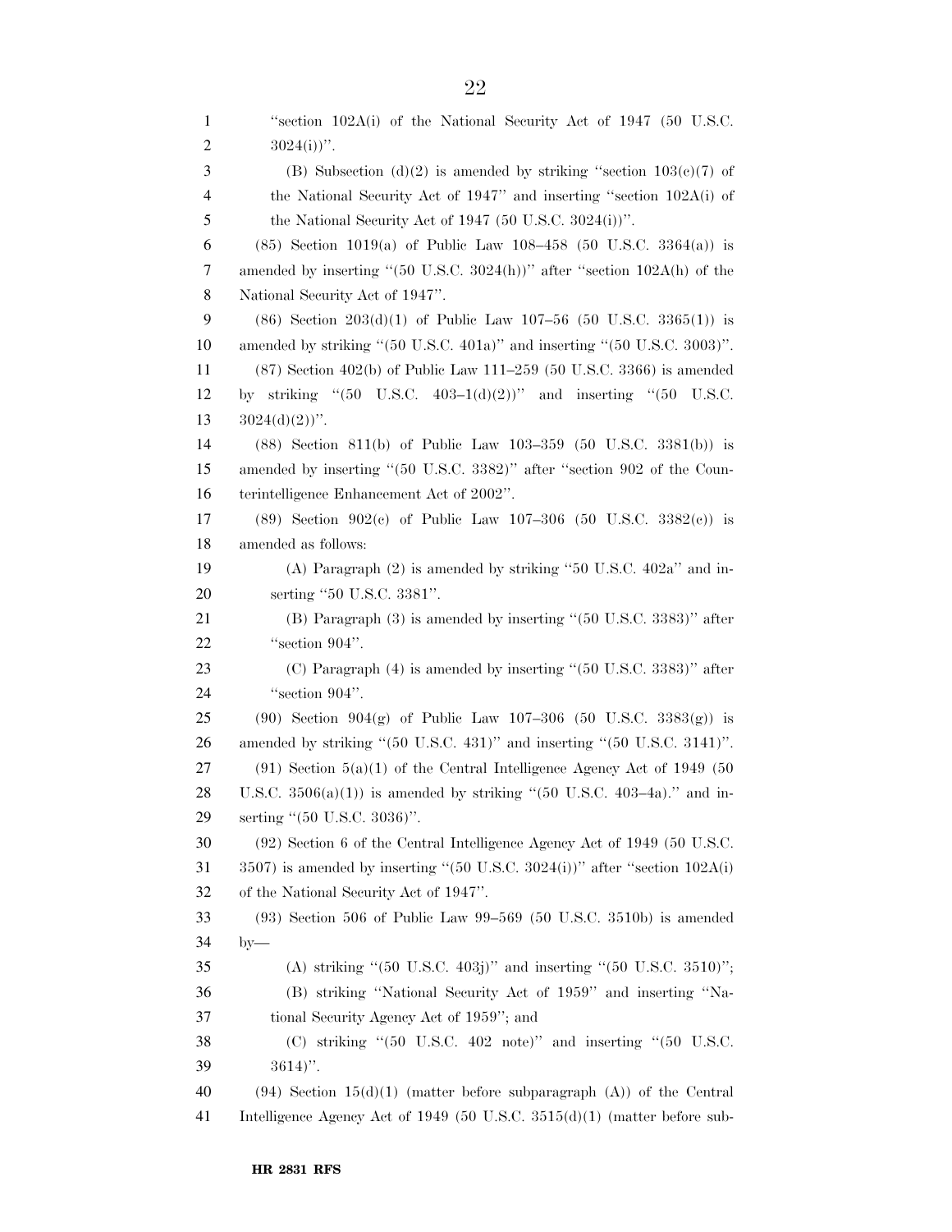"section 102A(i) of the National Security Act of 1947 (50 U.S.C. 3024(i))".

(B) Subsection (d)(2) is amended by striking "section 103(c)(7) of the National Security Act of 1947" and inserting "section 102A(i) of the National Security Act of 1947 (50 U.S.C. 3024(i))".

(85) Section 1019(a) of Public Law 108–458 (50 U.S.C. 3364(a)) is amended by inserting "(50 U.S.C. 3024(h))" after "section 102A(h) of the National Security Act of 1947".

(86) Section 203(d)(1) of Public Law 107–56 (50 U.S.C. 3365(1)) is amended by striking "(50 U.S.C. 401a)" and inserting "(50 U.S.C. 3003)".

(87) Section 402(b) of Public Law 111–259 (50 U.S.C. 3366) is amended by striking "(50 U.S.C. 403–1(d)(2))" and inserting "(50 U.S.C. 3024(d)(2))".

(88) Section 811(b) of Public Law 103–359 (50 U.S.C. 3381(b)) is amended by inserting "(50 U.S.C. 3382)" after "section 902 of the Counterintelligence Enhancement Act of 2002".

(89) Section 902(c) of Public Law 107–306 (50 U.S.C. 3382(c)) is amended as follows:

(A) Paragraph (2) is amended by striking "50 U.S.C. 402a" and inserting "50 U.S.C. 3381".

(B) Paragraph (3) is amended by inserting "(50 U.S.C. 3383)" after "section 904".

(C) Paragraph (4) is amended by inserting "(50 U.S.C. 3383)" after "section 904".

(90) Section 904(g) of Public Law 107–306 (50 U.S.C. 3383(g)) is amended by striking "(50 U.S.C. 431)" and inserting "(50 U.S.C. 3141)".

(91) Section 5(a)(1) of the Central Intelligence Agency Act of 1949 (50 U.S.C. 3506(a)(1)) is amended by striking "(50 U.S.C. 403–4a)." and inserting "(50 U.S.C. 3036)".

(92) Section 6 of the Central Intelligence Agency Act of 1949 (50 U.S.C. 3507) is amended by inserting "(50 U.S.C. 3024(i))" after "section 102A(i) of the National Security Act of 1947".

(93) Section 506 of Public Law 99–569 (50 U.S.C. 3510b) is amended by—

(A) striking "(50 U.S.C. 403j)" and inserting "(50 U.S.C. 3510)";

(B) striking "National Security Act of 1959" and inserting "National Security Agency Act of 1959"; and

(C) striking "(50 U.S.C. 402 note)" and inserting "(50 U.S.C. 3614)".

(94) Section 15(d)(1) (matter before subparagraph (A)) of the Central Intelligence Agency Act of 1949 (50 U.S.C. 3515(d)(1) (matter before sub-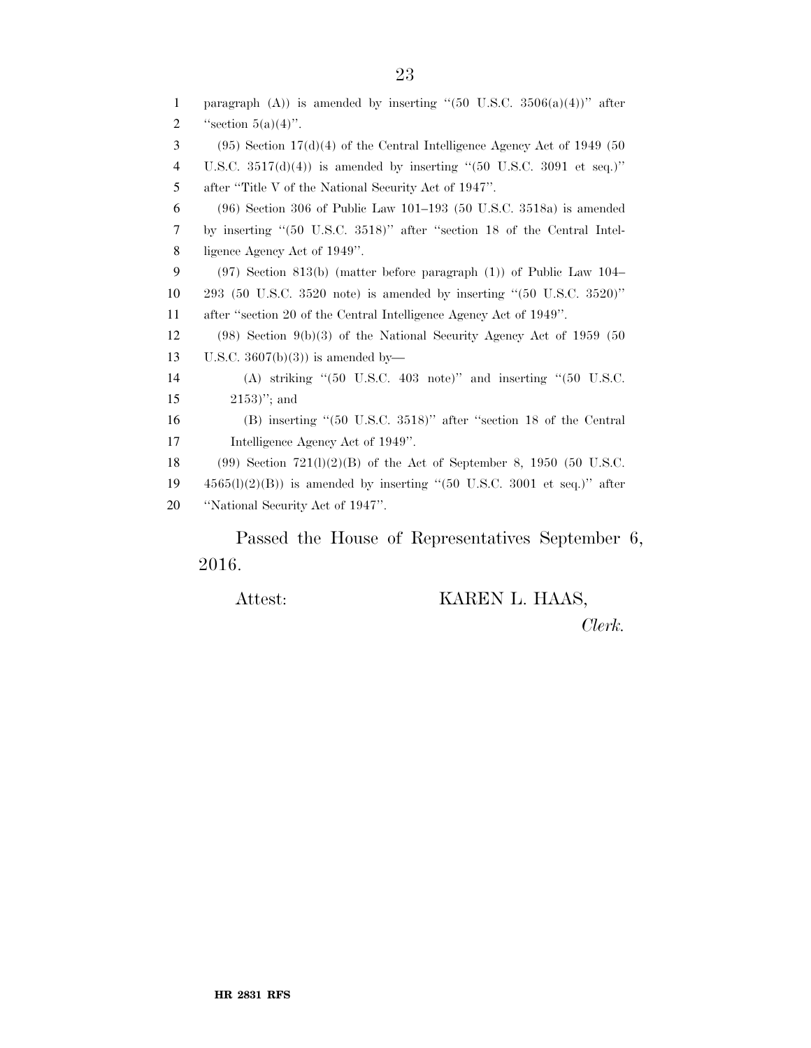paragraph (A)) is amended by inserting "(50 U.S.C. 3506(a)(4))" after "section 5(a)(4)".

(95) Section 17(d)(4) of the Central Intelligence Agency Act of 1949 (50 U.S.C. 3517(d)(4)) is amended by inserting "(50 U.S.C. 3091 et seq.)" after "Title V of the National Security Act of 1947".

(96) Section 306 of Public Law 101–193 (50 U.S.C. 3518a) is amended by inserting "(50 U.S.C. 3518)" after "section 18 of the Central Intelligence Agency Act of 1949".

(97) Section 813(b) (matter before paragraph (1)) of Public Law 104–293 (50 U.S.C. 3520 note) is amended by inserting "(50 U.S.C. 3520)" after "section 20 of the Central Intelligence Agency Act of 1949".

(98) Section 9(b)(3) of the National Security Agency Act of 1959 (50 U.S.C. 3607(b)(3)) is amended by—

(A) striking "(50 U.S.C. 403 note)" and inserting "(50 U.S.C. 2153)"; and

(B) inserting "(50 U.S.C. 3518)" after "section 18 of the Central Intelligence Agency Act of 1949".

(99) Section 721(l)(2)(B) of the Act of September 8, 1950 (50 U.S.C. 4565(l)(2)(B)) is amended by inserting "(50 U.S.C. 3001 et seq.)" after "National Security Act of 1947".

Passed the House of Representatives September 6, 2016.

Attest: KAREN L. HAAS,

*Clerk.*